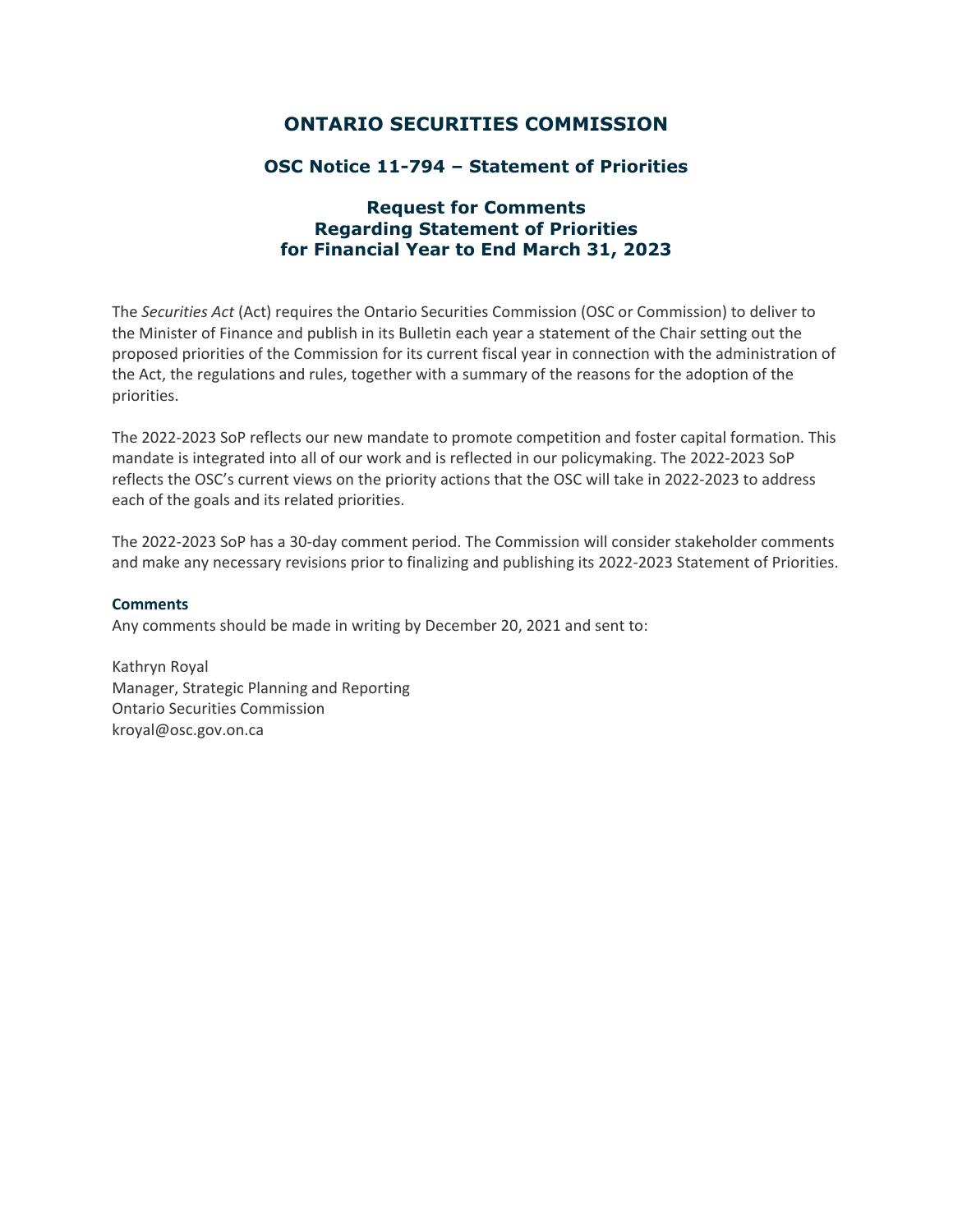# ONTARIO SECURITIES COMMISSION

## OSC Notice 11-794 – Statement of Priorities

## Request for Comments
## Regarding Statement of Priorities
## for Financial Year to End March 31, 2023

The *Securities Act* (Act) requires the Ontario Securities Commission (OSC or Commission) to deliver to the Minister of Finance and publish in its Bulletin each year a statement of the Chair setting out the proposed priorities of the Commission for its current fiscal year in connection with the administration of the Act, the regulations and rules, together with a summary of the reasons for the adoption of the priorities.

The 2022-2023 SoP reflects our new mandate to promote competition and foster capital formation. This mandate is integrated into all of our work and is reflected in our policymaking. The 2022-2023 SoP reflects the OSC's current views on the priority actions that the OSC will take in 2022-2023 to address each of the goals and its related priorities.

The 2022-2023 SoP has a 30-day comment period. The Commission will consider stakeholder comments and make any necessary revisions prior to finalizing and publishing its 2022-2023 Statement of Priorities.

**Comments**

Any comments should be made in writing by December 20, 2021 and sent to:

Kathryn Royal
Manager, Strategic Planning and Reporting
Ontario Securities Commission
kroyal@osc.gov.on.ca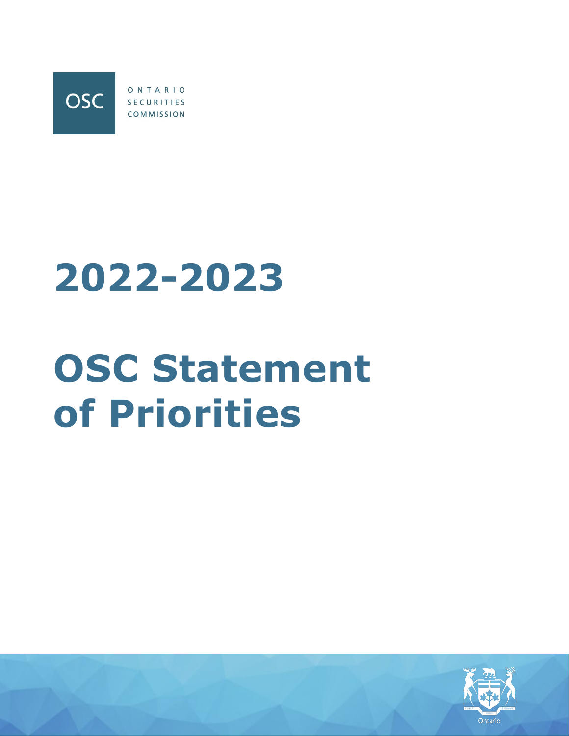OSC

ONTARIO
SECURITIES
COMMISSION

# 2022-2023

# OSC Statement of Priorities

Ontario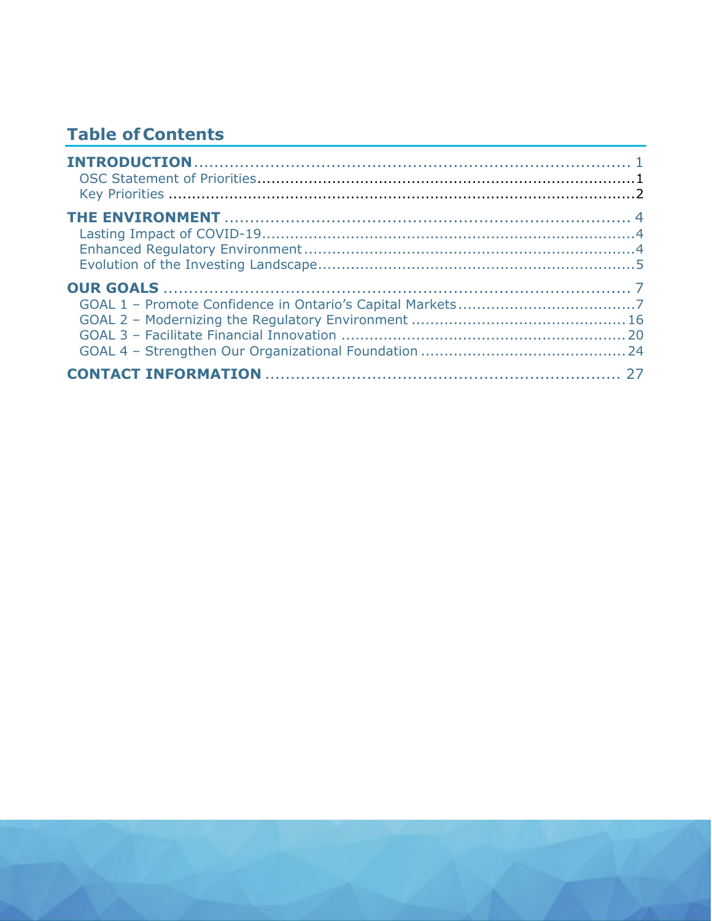## Table of Contents

**INTRODUCTION** ........................................................................................ 1
- OSC Statement of Priorities........................................................................1
- Key Priorities ...........................................................................................2

**THE ENVIRONMENT** ................................................................................. 4
- Lasting Impact of COVID-19.........................................................................4
- Enhanced Regulatory Environment.................................................................4
- Evolution of the Investing Landscape..............................................................5

**OUR GOALS** .............................................................................................. 7
- GOAL 1 – Promote Confidence in Ontario's Capital Markets..................................7
- GOAL 2 – Modernizing the Regulatory Environment ..........................................16
- GOAL 3 – Facilitate Financial Innovation ........................................................20
- GOAL 4 – Strengthen Our Organizational Foundation ........................................24

**CONTACT INFORMATION** ......................................................................... 27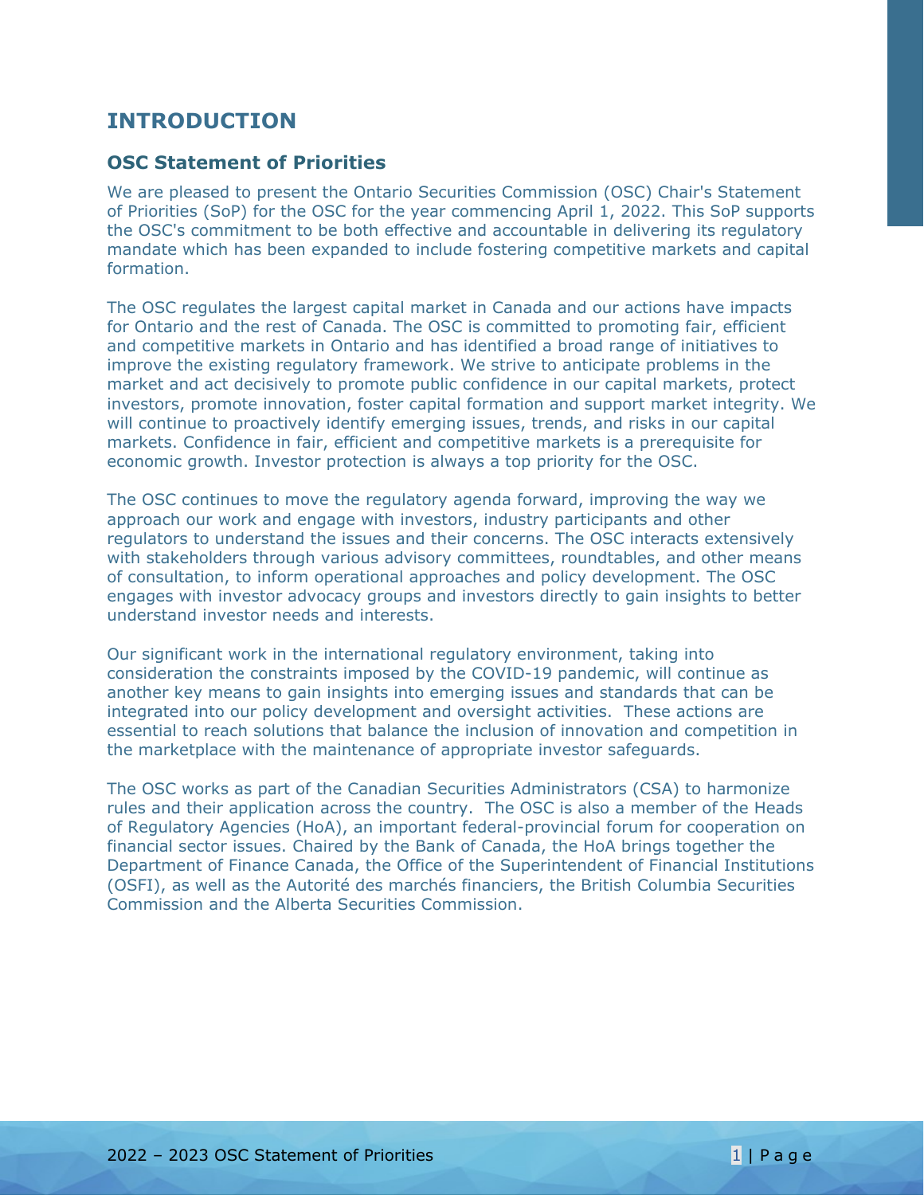# INTRODUCTION

## OSC Statement of Priorities

We are pleased to present the Ontario Securities Commission (OSC) Chair's Statement of Priorities (SoP) for the OSC for the year commencing April 1, 2022. This SoP supports the OSC's commitment to be both effective and accountable in delivering its regulatory mandate which has been expanded to include fostering competitive markets and capital formation.

The OSC regulates the largest capital market in Canada and our actions have impacts for Ontario and the rest of Canada. The OSC is committed to promoting fair, efficient and competitive markets in Ontario and has identified a broad range of initiatives to improve the existing regulatory framework. We strive to anticipate problems in the market and act decisively to promote public confidence in our capital markets, protect investors, promote innovation, foster capital formation and support market integrity. We will continue to proactively identify emerging issues, trends, and risks in our capital markets. Confidence in fair, efficient and competitive markets is a prerequisite for economic growth. Investor protection is always a top priority for the OSC.

The OSC continues to move the regulatory agenda forward, improving the way we approach our work and engage with investors, industry participants and other regulators to understand the issues and their concerns. The OSC interacts extensively with stakeholders through various advisory committees, roundtables, and other means of consultation, to inform operational approaches and policy development. The OSC engages with investor advocacy groups and investors directly to gain insights to better understand investor needs and interests.

Our significant work in the international regulatory environment, taking into consideration the constraints imposed by the COVID-19 pandemic, will continue as another key means to gain insights into emerging issues and standards that can be integrated into our policy development and oversight activities. These actions are essential to reach solutions that balance the inclusion of innovation and competition in the marketplace with the maintenance of appropriate investor safeguards.

The OSC works as part of the Canadian Securities Administrators (CSA) to harmonize rules and their application across the country. The OSC is also a member of the Heads of Regulatory Agencies (HoA), an important federal-provincial forum for cooperation on financial sector issues. Chaired by the Bank of Canada, the HoA brings together the Department of Finance Canada, the Office of the Superintendent of Financial Institutions (OSFI), as well as the Autorité des marchés financiers, the British Columbia Securities Commission and the Alberta Securities Commission.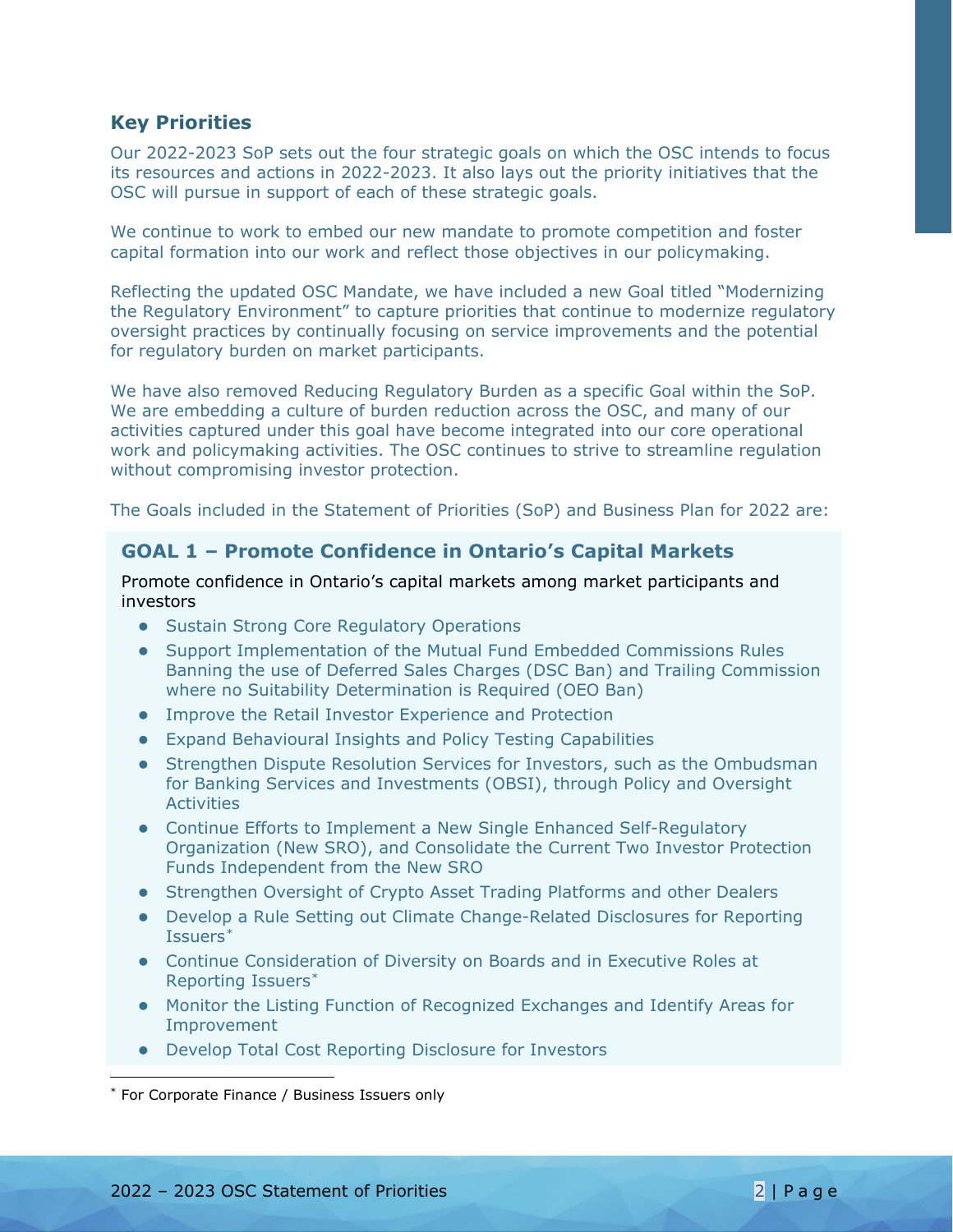## Key Priorities

Our 2022-2023 SoP sets out the four strategic goals on which the OSC intends to focus its resources and actions in 2022-2023. It also lays out the priority initiatives that the OSC will pursue in support of each of these strategic goals.

We continue to work to embed our new mandate to promote competition and foster capital formation into our work and reflect those objectives in our policymaking.

Reflecting the updated OSC Mandate, we have included a new Goal titled "Modernizing the Regulatory Environment" to capture priorities that continue to modernize regulatory oversight practices by continually focusing on service improvements and the potential for regulatory burden on market participants.

We have also removed Reducing Regulatory Burden as a specific Goal within the SoP. We are embedding a culture of burden reduction across the OSC, and many of our activities captured under this goal have become integrated into our core operational work and policymaking activities. The OSC continues to strive to streamline regulation without compromising investor protection.

The Goals included in the Statement of Priorities (SoP) and Business Plan for 2022 are:

### GOAL 1 – Promote Confidence in Ontario's Capital Markets

Promote confidence in Ontario's capital markets among market participants and investors

- Sustain Strong Core Regulatory Operations
- Support Implementation of the Mutual Fund Embedded Commissions Rules Banning the use of Deferred Sales Charges (DSC Ban) and Trailing Commission where no Suitability Determination is Required (OEO Ban)
- Improve the Retail Investor Experience and Protection
- Expand Behavioural Insights and Policy Testing Capabilities
- Strengthen Dispute Resolution Services for Investors, such as the Ombudsman for Banking Services and Investments (OBSI), through Policy and Oversight Activities
- Continue Efforts to Implement a New Single Enhanced Self-Regulatory Organization (New SRO), and Consolidate the Current Two Investor Protection Funds Independent from the New SRO
- Strengthen Oversight of Crypto Asset Trading Platforms and other Dealers
- Develop a Rule Setting out Climate Change-Related Disclosures for Reporting Issuers*
- Continue Consideration of Diversity on Boards and in Executive Roles at Reporting Issuers*
- Monitor the Listing Function of Recognized Exchanges and Identify Areas for Improvement
- Develop Total Cost Reporting Disclosure for Investors

* For Corporate Finance / Business Issuers only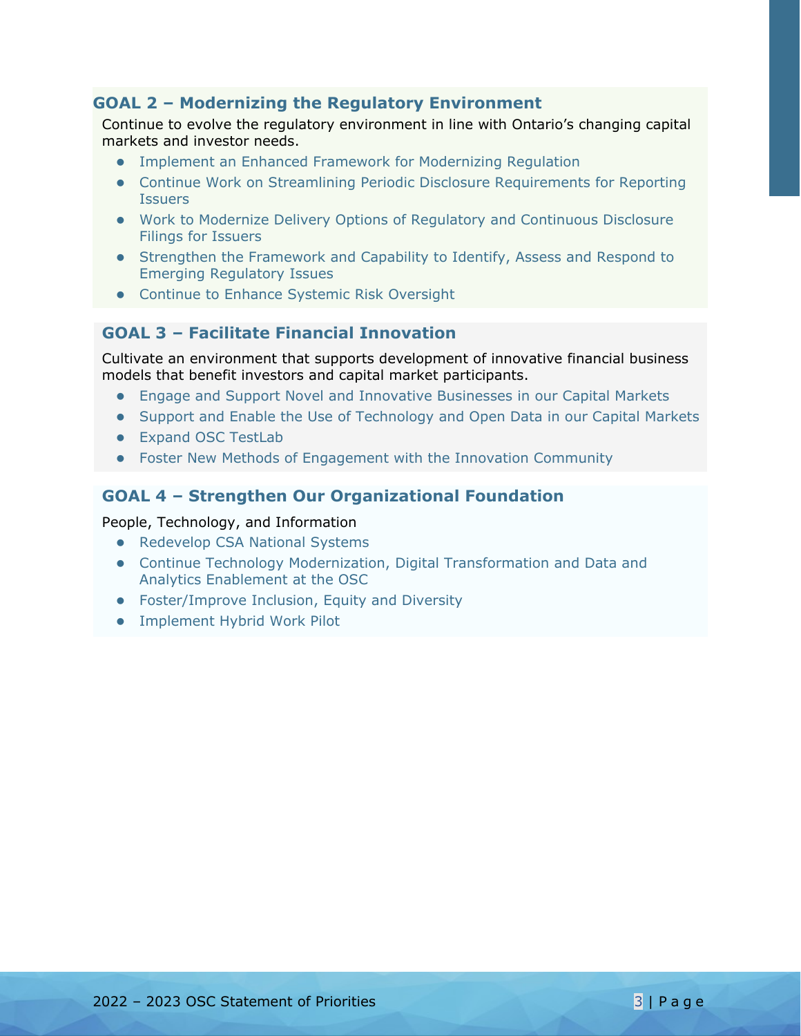## GOAL 2 – Modernizing the Regulatory Environment

Continue to evolve the regulatory environment in line with Ontario's changing capital markets and investor needs.

- Implement an Enhanced Framework for Modernizing Regulation
- Continue Work on Streamlining Periodic Disclosure Requirements for Reporting Issuers
- Work to Modernize Delivery Options of Regulatory and Continuous Disclosure Filings for Issuers
- Strengthen the Framework and Capability to Identify, Assess and Respond to Emerging Regulatory Issues
- Continue to Enhance Systemic Risk Oversight

## GOAL 3 – Facilitate Financial Innovation

Cultivate an environment that supports development of innovative financial business models that benefit investors and capital market participants.

- Engage and Support Novel and Innovative Businesses in our Capital Markets
- Support and Enable the Use of Technology and Open Data in our Capital Markets
- Expand OSC TestLab
- Foster New Methods of Engagement with the Innovation Community

## GOAL 4 – Strengthen Our Organizational Foundation

People, Technology, and Information

- Redevelop CSA National Systems
- Continue Technology Modernization, Digital Transformation and Data and Analytics Enablement at the OSC
- Foster/Improve Inclusion, Equity and Diversity
- Implement Hybrid Work Pilot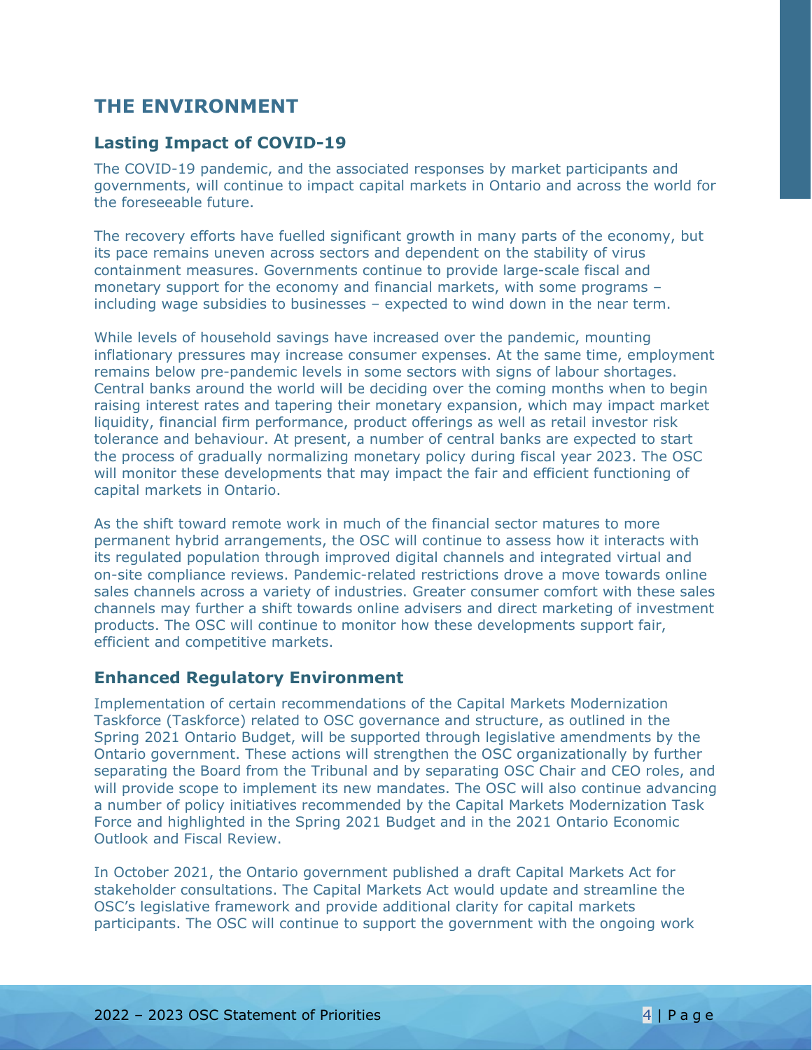## THE ENVIRONMENT

### Lasting Impact of COVID-19

The COVID-19 pandemic, and the associated responses by market participants and governments, will continue to impact capital markets in Ontario and across the world for the foreseeable future.

The recovery efforts have fuelled significant growth in many parts of the economy, but its pace remains uneven across sectors and dependent on the stability of virus containment measures. Governments continue to provide large-scale fiscal and monetary support for the economy and financial markets, with some programs – including wage subsidies to businesses – expected to wind down in the near term.

While levels of household savings have increased over the pandemic, mounting inflationary pressures may increase consumer expenses. At the same time, employment remains below pre-pandemic levels in some sectors with signs of labour shortages. Central banks around the world will be deciding over the coming months when to begin raising interest rates and tapering their monetary expansion, which may impact market liquidity, financial firm performance, product offerings as well as retail investor risk tolerance and behaviour. At present, a number of central banks are expected to start the process of gradually normalizing monetary policy during fiscal year 2023. The OSC will monitor these developments that may impact the fair and efficient functioning of capital markets in Ontario.

As the shift toward remote work in much of the financial sector matures to more permanent hybrid arrangements, the OSC will continue to assess how it interacts with its regulated population through improved digital channels and integrated virtual and on-site compliance reviews. Pandemic-related restrictions drove a move towards online sales channels across a variety of industries. Greater consumer comfort with these sales channels may further a shift towards online advisers and direct marketing of investment products. The OSC will continue to monitor how these developments support fair, efficient and competitive markets.

### Enhanced Regulatory Environment

Implementation of certain recommendations of the Capital Markets Modernization Taskforce (Taskforce) related to OSC governance and structure, as outlined in the Spring 2021 Ontario Budget, will be supported through legislative amendments by the Ontario government. These actions will strengthen the OSC organizationally by further separating the Board from the Tribunal and by separating OSC Chair and CEO roles, and will provide scope to implement its new mandates. The OSC will also continue advancing a number of policy initiatives recommended by the Capital Markets Modernization Task Force and highlighted in the Spring 2021 Budget and in the 2021 Ontario Economic Outlook and Fiscal Review.

In October 2021, the Ontario government published a draft Capital Markets Act for stakeholder consultations. The Capital Markets Act would update and streamline the OSC's legislative framework and provide additional clarity for capital markets participants. The OSC will continue to support the government with the ongoing work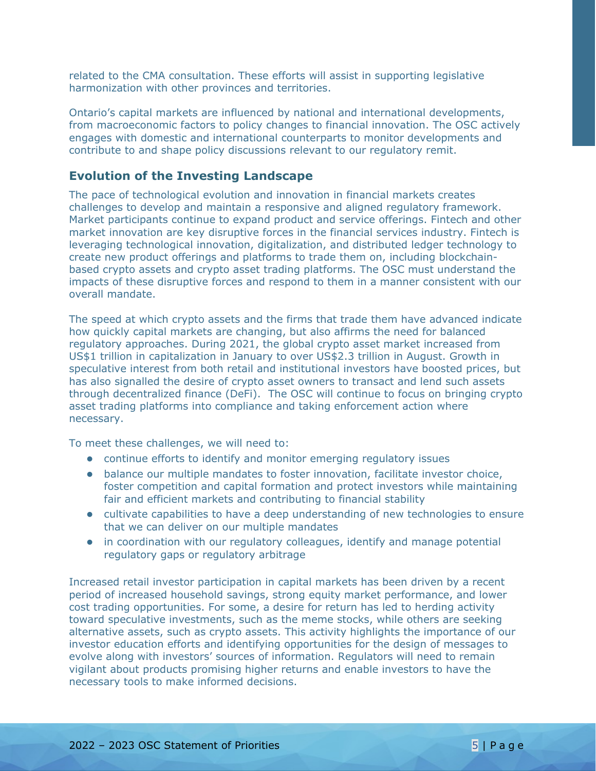related to the CMA consultation. These efforts will assist in supporting legislative harmonization with other provinces and territories.

Ontario's capital markets are influenced by national and international developments, from macroeconomic factors to policy changes to financial innovation. The OSC actively engages with domestic and international counterparts to monitor developments and contribute to and shape policy discussions relevant to our regulatory remit.

## Evolution of the Investing Landscape

The pace of technological evolution and innovation in financial markets creates challenges to develop and maintain a responsive and aligned regulatory framework. Market participants continue to expand product and service offerings. Fintech and other market innovation are key disruptive forces in the financial services industry. Fintech is leveraging technological innovation, digitalization, and distributed ledger technology to create new product offerings and platforms to trade them on, including blockchain-based crypto assets and crypto asset trading platforms. The OSC must understand the impacts of these disruptive forces and respond to them in a manner consistent with our overall mandate.

The speed at which crypto assets and the firms that trade them have advanced indicate how quickly capital markets are changing, but also affirms the need for balanced regulatory approaches. During 2021, the global crypto asset market increased from US$1 trillion in capitalization in January to over US$2.3 trillion in August. Growth in speculative interest from both retail and institutional investors have boosted prices, but has also signalled the desire of crypto asset owners to transact and lend such assets through decentralized finance (DeFi). The OSC will continue to focus on bringing crypto asset trading platforms into compliance and taking enforcement action where necessary.

To meet these challenges, we will need to:

- continue efforts to identify and monitor emerging regulatory issues
- balance our multiple mandates to foster innovation, facilitate investor choice, foster competition and capital formation and protect investors while maintaining fair and efficient markets and contributing to financial stability
- cultivate capabilities to have a deep understanding of new technologies to ensure that we can deliver on our multiple mandates
- in coordination with our regulatory colleagues, identify and manage potential regulatory gaps or regulatory arbitrage

Increased retail investor participation in capital markets has been driven by a recent period of increased household savings, strong equity market performance, and lower cost trading opportunities. For some, a desire for return has led to herding activity toward speculative investments, such as the meme stocks, while others are seeking alternative assets, such as crypto assets. This activity highlights the importance of our investor education efforts and identifying opportunities for the design of messages to evolve along with investors' sources of information. Regulators will need to remain vigilant about products promising higher returns and enable investors to have the necessary tools to make informed decisions.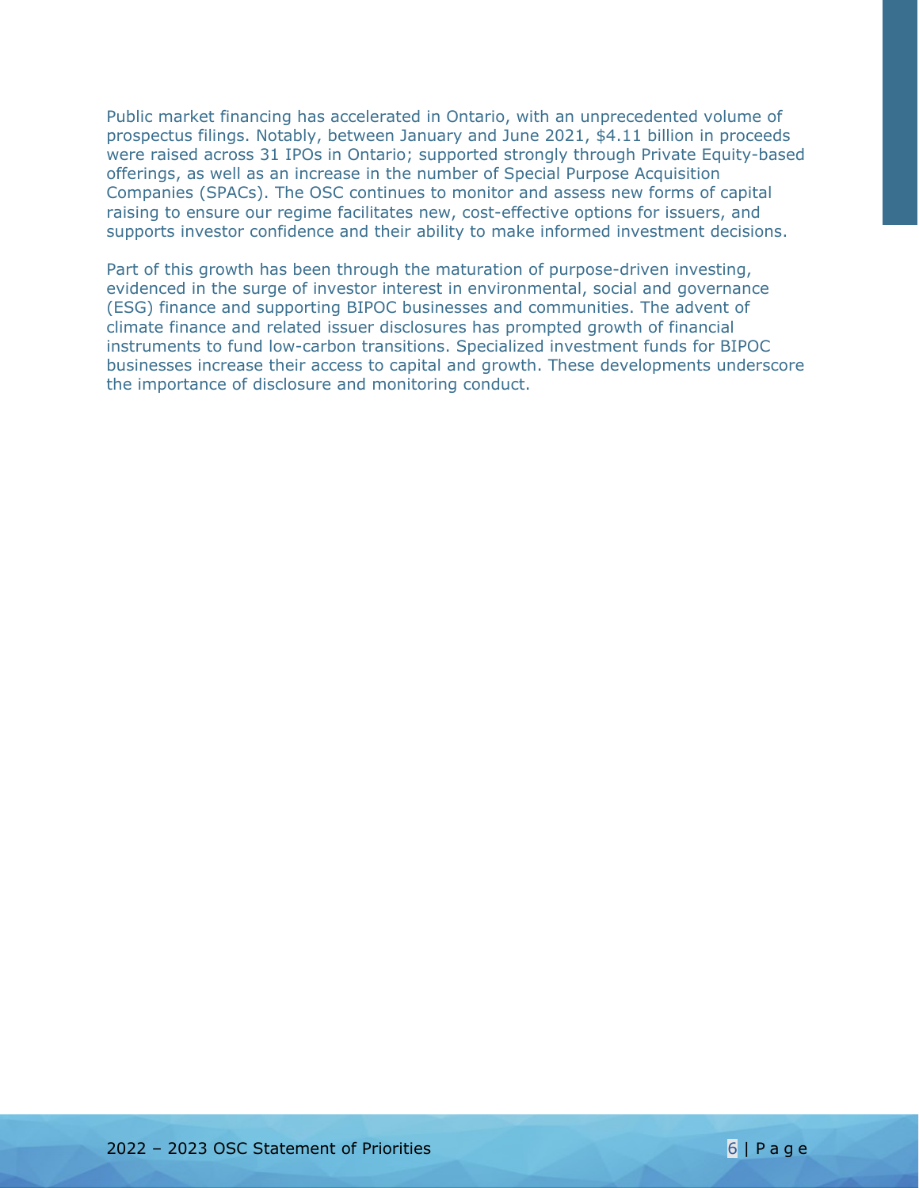Public market financing has accelerated in Ontario, with an unprecedented volume of prospectus filings. Notably, between January and June 2021, $4.11 billion in proceeds were raised across 31 IPOs in Ontario; supported strongly through Private Equity-based offerings, as well as an increase in the number of Special Purpose Acquisition Companies (SPACs). The OSC continues to monitor and assess new forms of capital raising to ensure our regime facilitates new, cost-effective options for issuers, and supports investor confidence and their ability to make informed investment decisions.

Part of this growth has been through the maturation of purpose-driven investing, evidenced in the surge of investor interest in environmental, social and governance (ESG) finance and supporting BIPOC businesses and communities. The advent of climate finance and related issuer disclosures has prompted growth of financial instruments to fund low-carbon transitions. Specialized investment funds for BIPOC businesses increase their access to capital and growth. These developments underscore the importance of disclosure and monitoring conduct.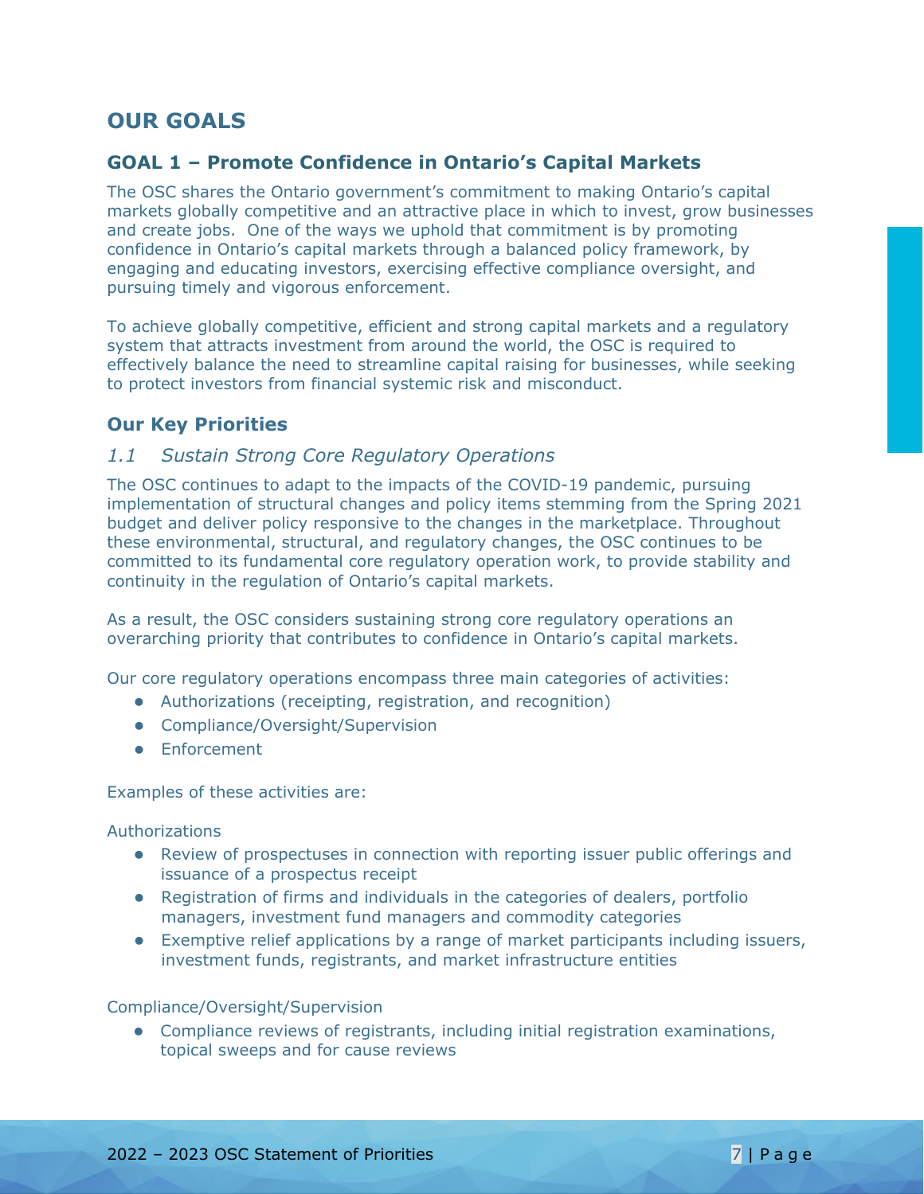# OUR GOALS

## GOAL 1 – Promote Confidence in Ontario's Capital Markets

The OSC shares the Ontario government's commitment to making Ontario's capital markets globally competitive and an attractive place in which to invest, grow businesses and create jobs. One of the ways we uphold that commitment is by promoting confidence in Ontario's capital markets through a balanced policy framework, by engaging and educating investors, exercising effective compliance oversight, and pursuing timely and vigorous enforcement.

To achieve globally competitive, efficient and strong capital markets and a regulatory system that attracts investment from around the world, the OSC is required to effectively balance the need to streamline capital raising for businesses, while seeking to protect investors from financial systemic risk and misconduct.

### Our Key Priorities

*1.1 Sustain Strong Core Regulatory Operations*

The OSC continues to adapt to the impacts of the COVID-19 pandemic, pursuing implementation of structural changes and policy items stemming from the Spring 2021 budget and deliver policy responsive to the changes in the marketplace. Throughout these environmental, structural, and regulatory changes, the OSC continues to be committed to its fundamental core regulatory operation work, to provide stability and continuity in the regulation of Ontario's capital markets.

As a result, the OSC considers sustaining strong core regulatory operations an overarching priority that contributes to confidence in Ontario's capital markets.

Our core regulatory operations encompass three main categories of activities:

- Authorizations (receipting, registration, and recognition)
- Compliance/Oversight/Supervision
- Enforcement

Examples of these activities are:

Authorizations

- Review of prospectuses in connection with reporting issuer public offerings and issuance of a prospectus receipt
- Registration of firms and individuals in the categories of dealers, portfolio managers, investment fund managers and commodity categories
- Exemptive relief applications by a range of market participants including issuers, investment funds, registrants, and market infrastructure entities

Compliance/Oversight/Supervision

- Compliance reviews of registrants, including initial registration examinations, topical sweeps and for cause reviews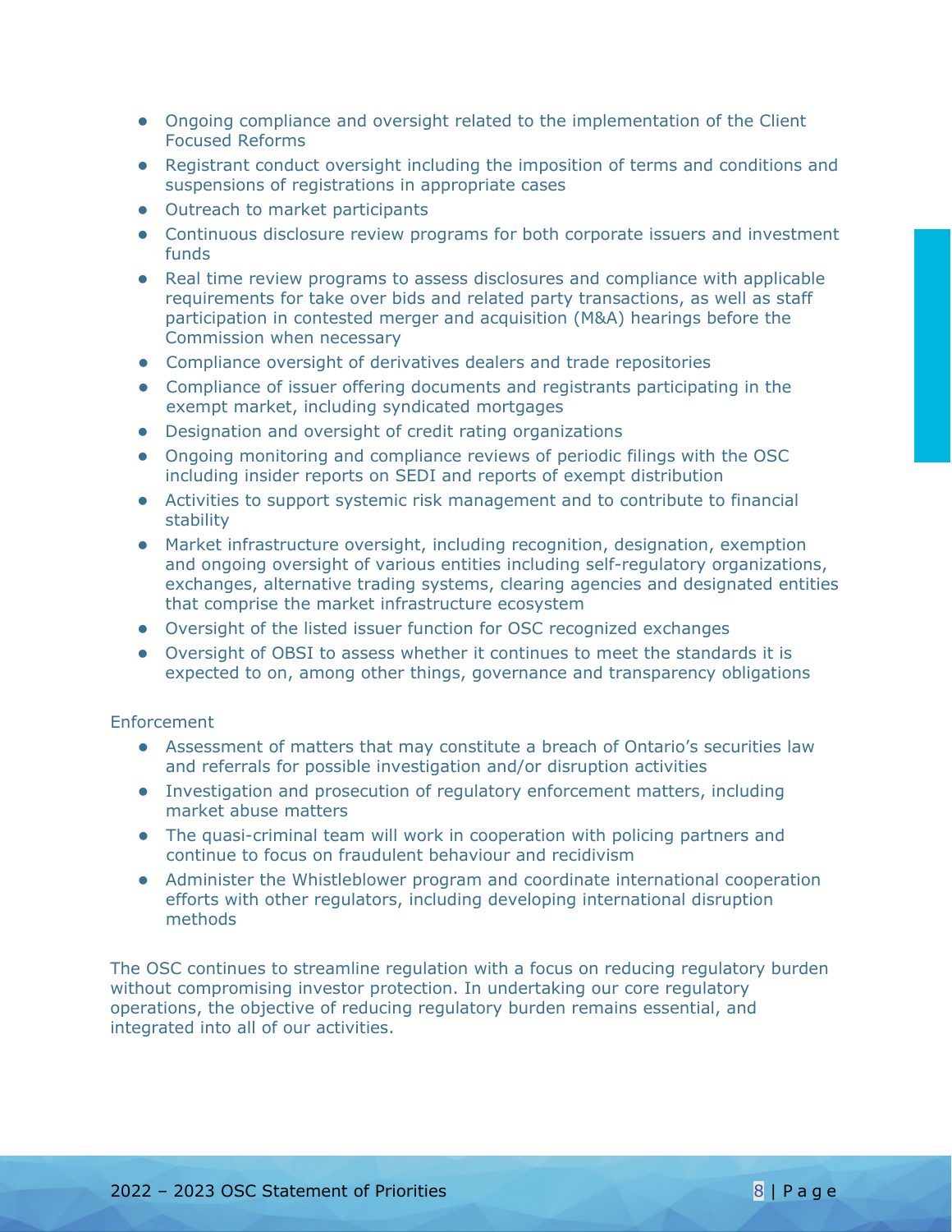- Ongoing compliance and oversight related to the implementation of the Client Focused Reforms
- Registrant conduct oversight including the imposition of terms and conditions and suspensions of registrations in appropriate cases
- Outreach to market participants
- Continuous disclosure review programs for both corporate issuers and investment funds
- Real time review programs to assess disclosures and compliance with applicable requirements for take over bids and related party transactions, as well as staff participation in contested merger and acquisition (M&A) hearings before the Commission when necessary
- Compliance oversight of derivatives dealers and trade repositories
- Compliance of issuer offering documents and registrants participating in the exempt market, including syndicated mortgages
- Designation and oversight of credit rating organizations
- Ongoing monitoring and compliance reviews of periodic filings with the OSC including insider reports on SEDI and reports of exempt distribution
- Activities to support systemic risk management and to contribute to financial stability
- Market infrastructure oversight, including recognition, designation, exemption and ongoing oversight of various entities including self-regulatory organizations, exchanges, alternative trading systems, clearing agencies and designated entities that comprise the market infrastructure ecosystem
- Oversight of the listed issuer function for OSC recognized exchanges
- Oversight of OBSI to assess whether it continues to meet the standards it is expected to on, among other things, governance and transparency obligations

Enforcement

- Assessment of matters that may constitute a breach of Ontario's securities law and referrals for possible investigation and/or disruption activities
- Investigation and prosecution of regulatory enforcement matters, including market abuse matters
- The quasi-criminal team will work in cooperation with policing partners and continue to focus on fraudulent behaviour and recidivism
- Administer the Whistleblower program and coordinate international cooperation efforts with other regulators, including developing international disruption methods

The OSC continues to streamline regulation with a focus on reducing regulatory burden without compromising investor protection. In undertaking our core regulatory operations, the objective of reducing regulatory burden remains essential, and integrated into all of our activities.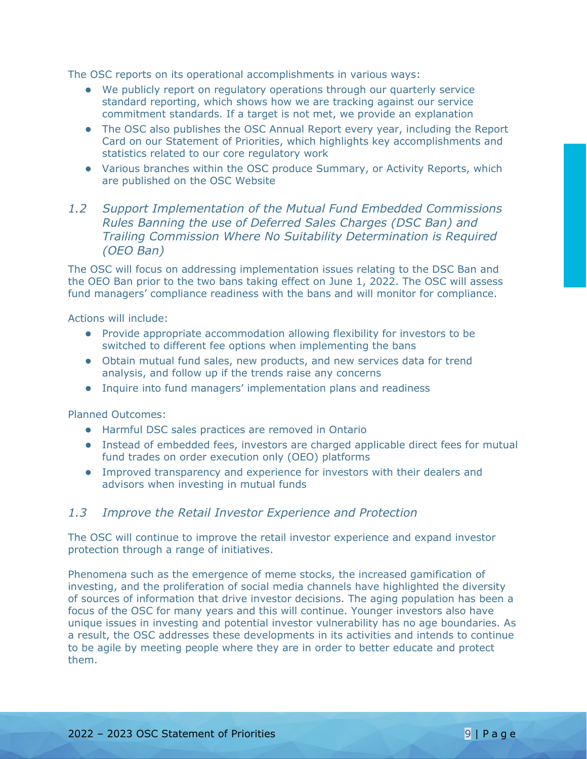The OSC reports on its operational accomplishments in various ways:

- We publicly report on regulatory operations through our quarterly service standard reporting, which shows how we are tracking against our service commitment standards. If a target is not met, we provide an explanation
- The OSC also publishes the OSC Annual Report every year, including the Report Card on our Statement of Priorities, which highlights key accomplishments and statistics related to our core regulatory work
- Various branches within the OSC produce Summary, or Activity Reports, which are published on the OSC Website

### *1.2 Support Implementation of the Mutual Fund Embedded Commissions Rules Banning the use of Deferred Sales Charges (DSC Ban) and Trailing Commission Where No Suitability Determination is Required (OEO Ban)*

The OSC will focus on addressing implementation issues relating to the DSC Ban and the OEO Ban prior to the two bans taking effect on June 1, 2022. The OSC will assess fund managers' compliance readiness with the bans and will monitor for compliance.

Actions will include:

- Provide appropriate accommodation allowing flexibility for investors to be switched to different fee options when implementing the bans
- Obtain mutual fund sales, new products, and new services data for trend analysis, and follow up if the trends raise any concerns
- Inquire into fund managers' implementation plans and readiness

Planned Outcomes:

- Harmful DSC sales practices are removed in Ontario
- Instead of embedded fees, investors are charged applicable direct fees for mutual fund trades on order execution only (OEO) platforms
- Improved transparency and experience for investors with their dealers and advisors when investing in mutual funds

### *1.3 Improve the Retail Investor Experience and Protection*

The OSC will continue to improve the retail investor experience and expand investor protection through a range of initiatives.

Phenomena such as the emergence of meme stocks, the increased gamification of investing, and the proliferation of social media channels have highlighted the diversity of sources of information that drive investor decisions. The aging population has been a focus of the OSC for many years and this will continue. Younger investors also have unique issues in investing and potential investor vulnerability has no age boundaries. As a result, the OSC addresses these developments in its activities and intends to continue to be agile by meeting people where they are in order to better educate and protect them.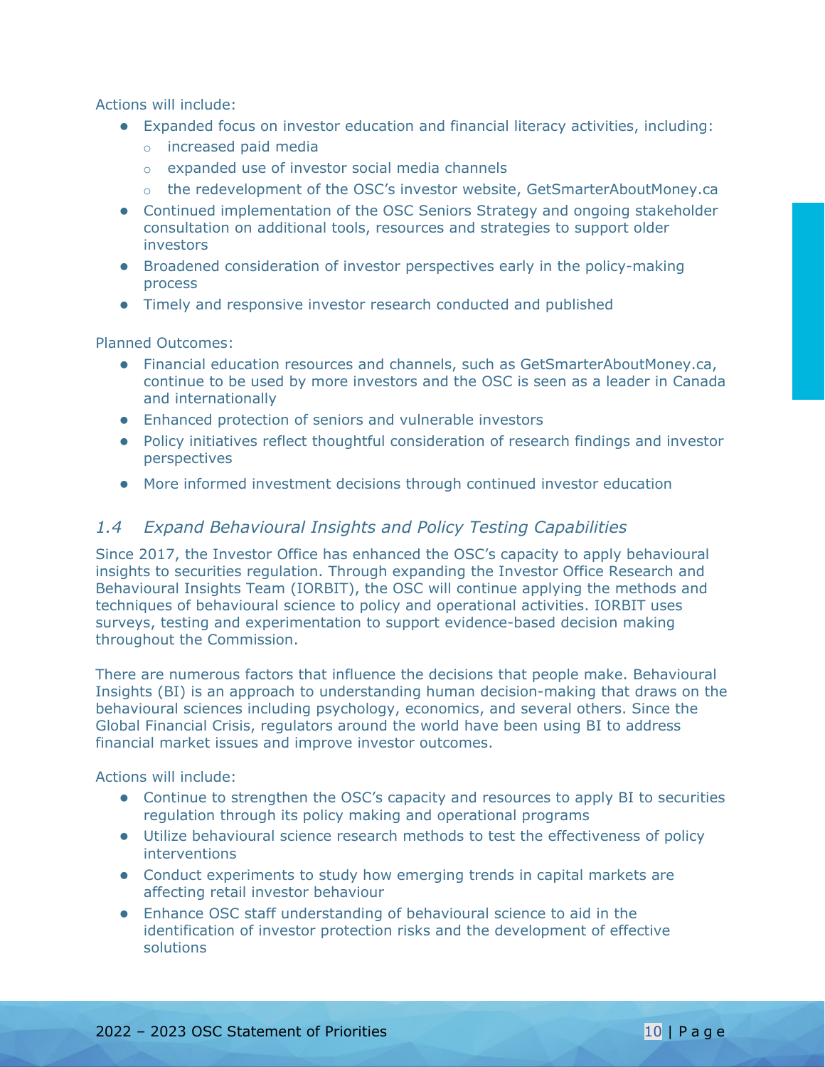Actions will include:

- Expanded focus on investor education and financial literacy activities, including:
  - increased paid media
  - expanded use of investor social media channels
  - the redevelopment of the OSC's investor website, GetSmarterAboutMoney.ca
- Continued implementation of the OSC Seniors Strategy and ongoing stakeholder consultation on additional tools, resources and strategies to support older investors
- Broadened consideration of investor perspectives early in the policy-making process
- Timely and responsive investor research conducted and published

Planned Outcomes:

- Financial education resources and channels, such as GetSmarterAboutMoney.ca, continue to be used by more investors and the OSC is seen as a leader in Canada and internationally
- Enhanced protection of seniors and vulnerable investors
- Policy initiatives reflect thoughtful consideration of research findings and investor perspectives
- More informed investment decisions through continued investor education

### *1.4 Expand Behavioural Insights and Policy Testing Capabilities*

Since 2017, the Investor Office has enhanced the OSC's capacity to apply behavioural insights to securities regulation. Through expanding the Investor Office Research and Behavioural Insights Team (IORBIT), the OSC will continue applying the methods and techniques of behavioural science to policy and operational activities. IORBIT uses surveys, testing and experimentation to support evidence-based decision making throughout the Commission.

There are numerous factors that influence the decisions that people make. Behavioural Insights (BI) is an approach to understanding human decision-making that draws on the behavioural sciences including psychology, economics, and several others. Since the Global Financial Crisis, regulators around the world have been using BI to address financial market issues and improve investor outcomes.

Actions will include:

- Continue to strengthen the OSC's capacity and resources to apply BI to securities regulation through its policy making and operational programs
- Utilize behavioural science research methods to test the effectiveness of policy interventions
- Conduct experiments to study how emerging trends in capital markets are affecting retail investor behaviour
- Enhance OSC staff understanding of behavioural science to aid in the identification of investor protection risks and the development of effective solutions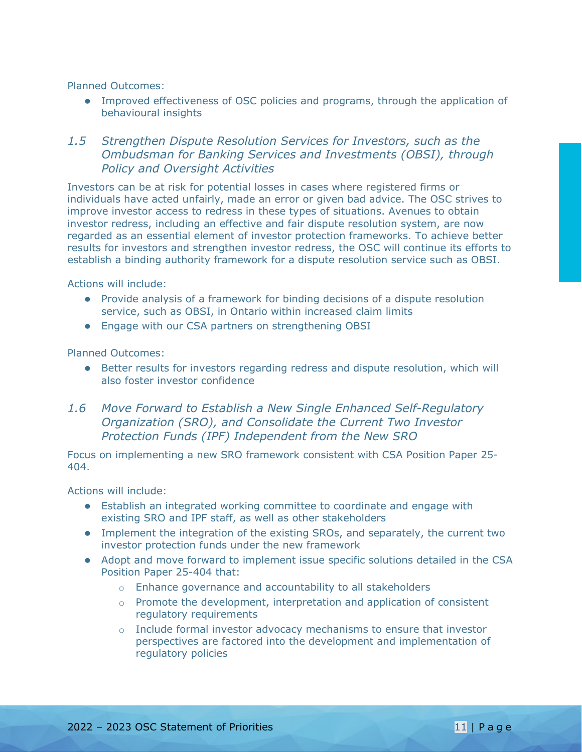Planned Outcomes:

- Improved effectiveness of OSC policies and programs, through the application of behavioural insights

### *1.5 Strengthen Dispute Resolution Services for Investors, such as the Ombudsman for Banking Services and Investments (OBSI), through Policy and Oversight Activities*

Investors can be at risk for potential losses in cases where registered firms or individuals have acted unfairly, made an error or given bad advice. The OSC strives to improve investor access to redress in these types of situations. Avenues to obtain investor redress, including an effective and fair dispute resolution system, are now regarded as an essential element of investor protection frameworks. To achieve better results for investors and strengthen investor redress, the OSC will continue its efforts to establish a binding authority framework for a dispute resolution service such as OBSI.

Actions will include:

- Provide analysis of a framework for binding decisions of a dispute resolution service, such as OBSI, in Ontario within increased claim limits
- Engage with our CSA partners on strengthening OBSI

Planned Outcomes:

- Better results for investors regarding redress and dispute resolution, which will also foster investor confidence

### *1.6 Move Forward to Establish a New Single Enhanced Self-Regulatory Organization (SRO), and Consolidate the Current Two Investor Protection Funds (IPF) Independent from the New SRO*

Focus on implementing a new SRO framework consistent with CSA Position Paper 25-404.

Actions will include:

- Establish an integrated working committee to coordinate and engage with existing SRO and IPF staff, as well as other stakeholders
- Implement the integration of the existing SROs, and separately, the current two investor protection funds under the new framework
- Adopt and move forward to implement issue specific solutions detailed in the CSA Position Paper 25-404 that:
  - Enhance governance and accountability to all stakeholders
  - Promote the development, interpretation and application of consistent regulatory requirements
  - Include formal investor advocacy mechanisms to ensure that investor perspectives are factored into the development and implementation of regulatory policies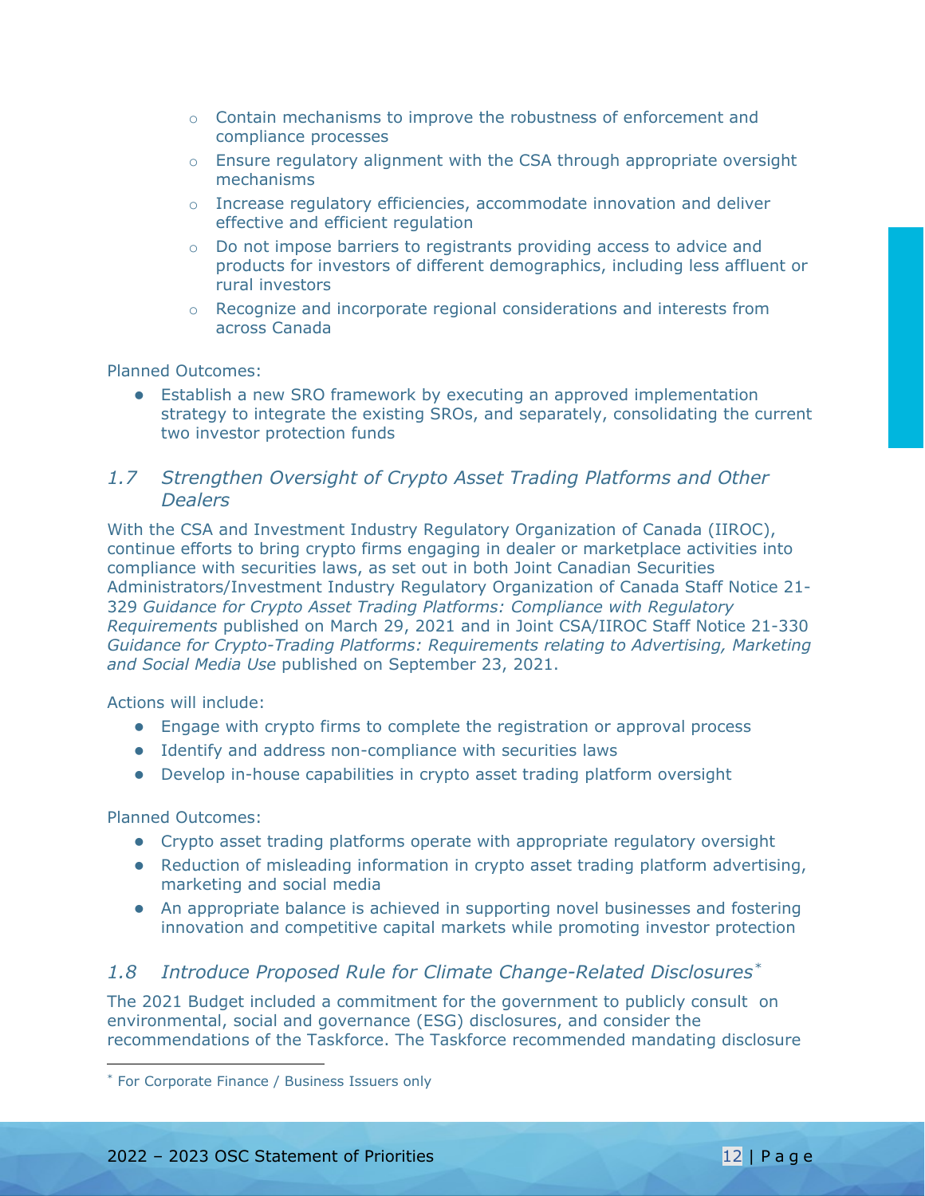- Contain mechanisms to improve the robustness of enforcement and compliance processes
- Ensure regulatory alignment with the CSA through appropriate oversight mechanisms
- Increase regulatory efficiencies, accommodate innovation and deliver effective and efficient regulation
- Do not impose barriers to registrants providing access to advice and products for investors of different demographics, including less affluent or rural investors
- Recognize and incorporate regional considerations and interests from across Canada

Planned Outcomes:

- Establish a new SRO framework by executing an approved implementation strategy to integrate the existing SROs, and separately, consolidating the current two investor protection funds

### *1.7 Strengthen Oversight of Crypto Asset Trading Platforms and Other Dealers*

With the CSA and Investment Industry Regulatory Organization of Canada (IIROC), continue efforts to bring crypto firms engaging in dealer or marketplace activities into compliance with securities laws, as set out in both Joint Canadian Securities Administrators/Investment Industry Regulatory Organization of Canada Staff Notice 21-329 *Guidance for Crypto Asset Trading Platforms: Compliance with Regulatory Requirements* published on March 29, 2021 and in Joint CSA/IIROC Staff Notice 21-330 *Guidance for Crypto-Trading Platforms: Requirements relating to Advertising, Marketing and Social Media Use* published on September 23, 2021.

Actions will include:

- Engage with crypto firms to complete the registration or approval process
- Identify and address non-compliance with securities laws
- Develop in-house capabilities in crypto asset trading platform oversight

Planned Outcomes:

- Crypto asset trading platforms operate with appropriate regulatory oversight
- Reduction of misleading information in crypto asset trading platform advertising, marketing and social media
- An appropriate balance is achieved in supporting novel businesses and fostering innovation and competitive capital markets while promoting investor protection

### *1.8 Introduce Proposed Rule for Climate Change-Related Disclosures**

The 2021 Budget included a commitment for the government to publicly consult on environmental, social and governance (ESG) disclosures, and consider the recommendations of the Taskforce. The Taskforce recommended mandating disclosure

* For Corporate Finance / Business Issuers only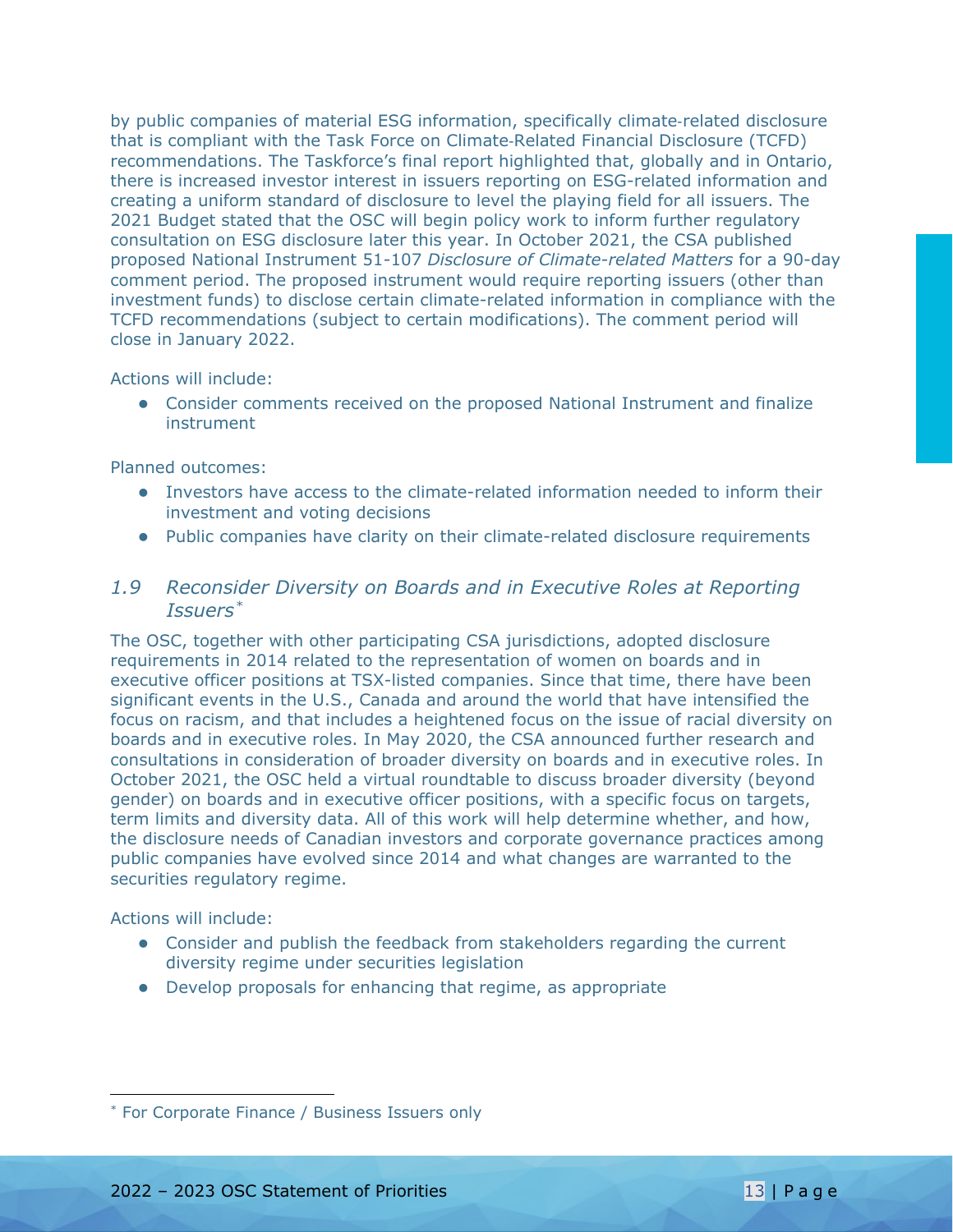by public companies of material ESG information, specifically climate-related disclosure that is compliant with the Task Force on Climate-Related Financial Disclosure (TCFD) recommendations. The Taskforce's final report highlighted that, globally and in Ontario, there is increased investor interest in issuers reporting on ESG-related information and creating a uniform standard of disclosure to level the playing field for all issuers. The 2021 Budget stated that the OSC will begin policy work to inform further regulatory consultation on ESG disclosure later this year. In October 2021, the CSA published proposed National Instrument 51-107 *Disclosure of Climate-related Matters* for a 90-day comment period. The proposed instrument would require reporting issuers (other than investment funds) to disclose certain climate-related information in compliance with the TCFD recommendations (subject to certain modifications). The comment period will close in January 2022.

Actions will include:

- Consider comments received on the proposed National Instrument and finalize instrument

Planned outcomes:

- Investors have access to the climate-related information needed to inform their investment and voting decisions
- Public companies have clarity on their climate-related disclosure requirements

### *1.9 Reconsider Diversity on Boards and in Executive Roles at Reporting Issuers*[*]

The OSC, together with other participating CSA jurisdictions, adopted disclosure requirements in 2014 related to the representation of women on boards and in executive officer positions at TSX-listed companies. Since that time, there have been significant events in the U.S., Canada and around the world that have intensified the focus on racism, and that includes a heightened focus on the issue of racial diversity on boards and in executive roles. In May 2020, the CSA announced further research and consultations in consideration of broader diversity on boards and in executive roles. In October 2021, the OSC held a virtual roundtable to discuss broader diversity (beyond gender) on boards and in executive officer positions, with a specific focus on targets, term limits and diversity data. All of this work will help determine whether, and how, the disclosure needs of Canadian investors and corporate governance practices among public companies have evolved since 2014 and what changes are warranted to the securities regulatory regime.

Actions will include:

- Consider and publish the feedback from stakeholders regarding the current diversity regime under securities legislation
- Develop proposals for enhancing that regime, as appropriate

[*] For Corporate Finance / Business Issuers only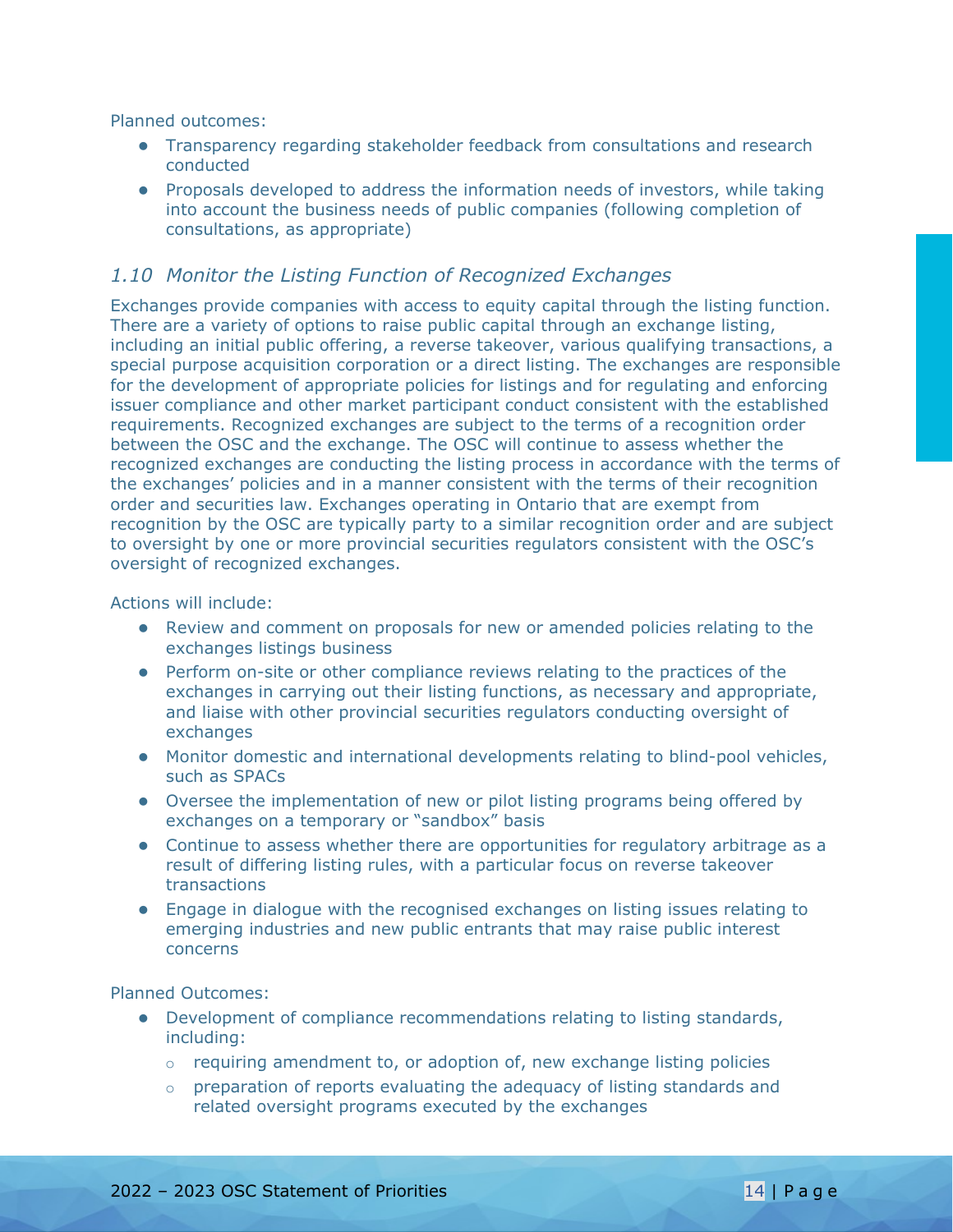Planned outcomes:

- Transparency regarding stakeholder feedback from consultations and research conducted
- Proposals developed to address the information needs of investors, while taking into account the business needs of public companies (following completion of consultations, as appropriate)

### *1.10 Monitor the Listing Function of Recognized Exchanges*

Exchanges provide companies with access to equity capital through the listing function. There are a variety of options to raise public capital through an exchange listing, including an initial public offering, a reverse takeover, various qualifying transactions, a special purpose acquisition corporation or a direct listing. The exchanges are responsible for the development of appropriate policies for listings and for regulating and enforcing issuer compliance and other market participant conduct consistent with the established requirements. Recognized exchanges are subject to the terms of a recognition order between the OSC and the exchange. The OSC will continue to assess whether the recognized exchanges are conducting the listing process in accordance with the terms of the exchanges' policies and in a manner consistent with the terms of their recognition order and securities law. Exchanges operating in Ontario that are exempt from recognition by the OSC are typically party to a similar recognition order and are subject to oversight by one or more provincial securities regulators consistent with the OSC's oversight of recognized exchanges.

Actions will include:

- Review and comment on proposals for new or amended policies relating to the exchanges listings business
- Perform on-site or other compliance reviews relating to the practices of the exchanges in carrying out their listing functions, as necessary and appropriate, and liaise with other provincial securities regulators conducting oversight of exchanges
- Monitor domestic and international developments relating to blind-pool vehicles, such as SPACs
- Oversee the implementation of new or pilot listing programs being offered by exchanges on a temporary or "sandbox" basis
- Continue to assess whether there are opportunities for regulatory arbitrage as a result of differing listing rules, with a particular focus on reverse takeover transactions
- Engage in dialogue with the recognised exchanges on listing issues relating to emerging industries and new public entrants that may raise public interest concerns

Planned Outcomes:

- Development of compliance recommendations relating to listing standards, including:
  - requiring amendment to, or adoption of, new exchange listing policies
  - preparation of reports evaluating the adequacy of listing standards and related oversight programs executed by the exchanges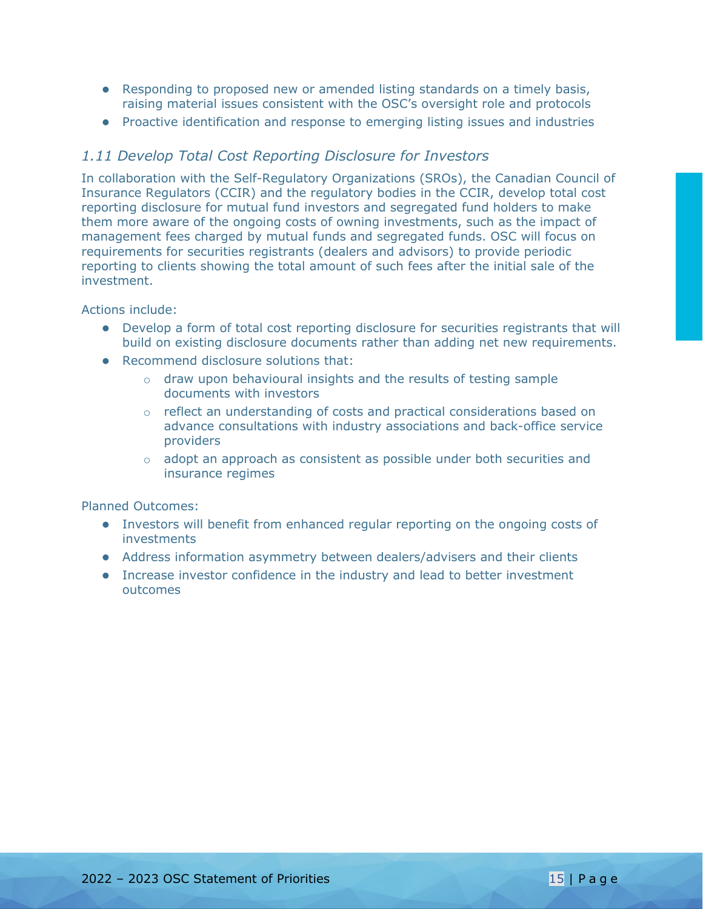- Responding to proposed new or amended listing standards on a timely basis, raising material issues consistent with the OSC's oversight role and protocols
- Proactive identification and response to emerging listing issues and industries

### *1.11 Develop Total Cost Reporting Disclosure for Investors*

In collaboration with the Self-Regulatory Organizations (SROs), the Canadian Council of Insurance Regulators (CCIR) and the regulatory bodies in the CCIR, develop total cost reporting disclosure for mutual fund investors and segregated fund holders to make them more aware of the ongoing costs of owning investments, such as the impact of management fees charged by mutual funds and segregated funds. OSC will focus on requirements for securities registrants (dealers and advisors) to provide periodic reporting to clients showing the total amount of such fees after the initial sale of the investment.

Actions include:

- Develop a form of total cost reporting disclosure for securities registrants that will build on existing disclosure documents rather than adding net new requirements.
- Recommend disclosure solutions that:
  - draw upon behavioural insights and the results of testing sample documents with investors
  - reflect an understanding of costs and practical considerations based on advance consultations with industry associations and back-office service providers
  - adopt an approach as consistent as possible under both securities and insurance regimes

Planned Outcomes:

- Investors will benefit from enhanced regular reporting on the ongoing costs of investments
- Address information asymmetry between dealers/advisers and their clients
- Increase investor confidence in the industry and lead to better investment outcomes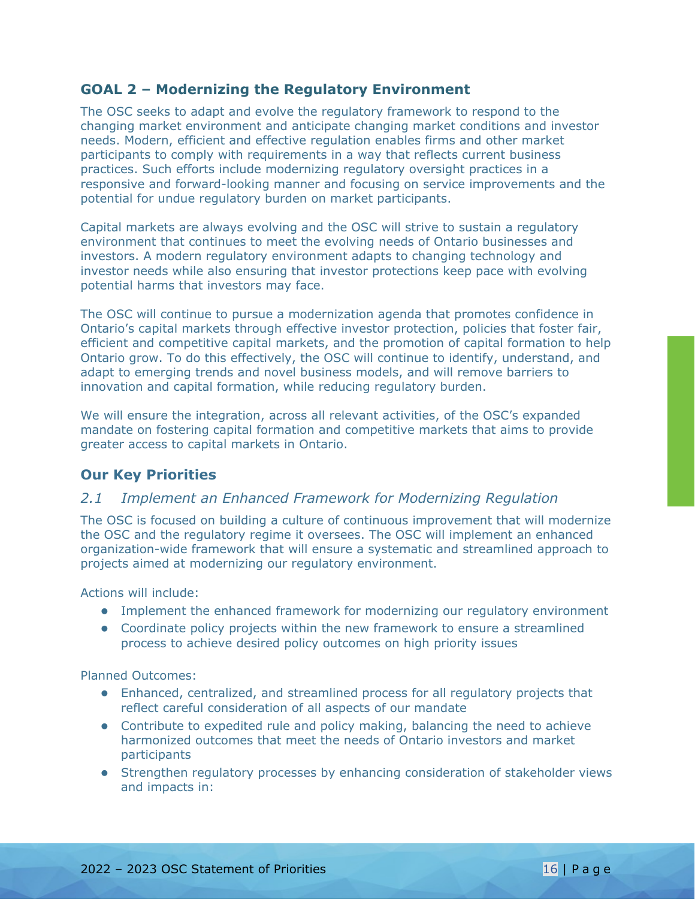## GOAL 2 – Modernizing the Regulatory Environment

The OSC seeks to adapt and evolve the regulatory framework to respond to the changing market environment and anticipate changing market conditions and investor needs. Modern, efficient and effective regulation enables firms and other market participants to comply with requirements in a way that reflects current business practices. Such efforts include modernizing regulatory oversight practices in a responsive and forward-looking manner and focusing on service improvements and the potential for undue regulatory burden on market participants.

Capital markets are always evolving and the OSC will strive to sustain a regulatory environment that continues to meet the evolving needs of Ontario businesses and investors. A modern regulatory environment adapts to changing technology and investor needs while also ensuring that investor protections keep pace with evolving potential harms that investors may face.

The OSC will continue to pursue a modernization agenda that promotes confidence in Ontario's capital markets through effective investor protection, policies that foster fair, efficient and competitive capital markets, and the promotion of capital formation to help Ontario grow. To do this effectively, the OSC will continue to identify, understand, and adapt to emerging trends and novel business models, and will remove barriers to innovation and capital formation, while reducing regulatory burden.

We will ensure the integration, across all relevant activities, of the OSC's expanded mandate on fostering capital formation and competitive markets that aims to provide greater access to capital markets in Ontario.

### Our Key Priorities

#### *2.1 Implement an Enhanced Framework for Modernizing Regulation*

The OSC is focused on building a culture of continuous improvement that will modernize the OSC and the regulatory regime it oversees. The OSC will implement an enhanced organization-wide framework that will ensure a systematic and streamlined approach to projects aimed at modernizing our regulatory environment.

Actions will include:

- Implement the enhanced framework for modernizing our regulatory environment
- Coordinate policy projects within the new framework to ensure a streamlined process to achieve desired policy outcomes on high priority issues

Planned Outcomes:

- Enhanced, centralized, and streamlined process for all regulatory projects that reflect careful consideration of all aspects of our mandate
- Contribute to expedited rule and policy making, balancing the need to achieve harmonized outcomes that meet the needs of Ontario investors and market participants
- Strengthen regulatory processes by enhancing consideration of stakeholder views and impacts in: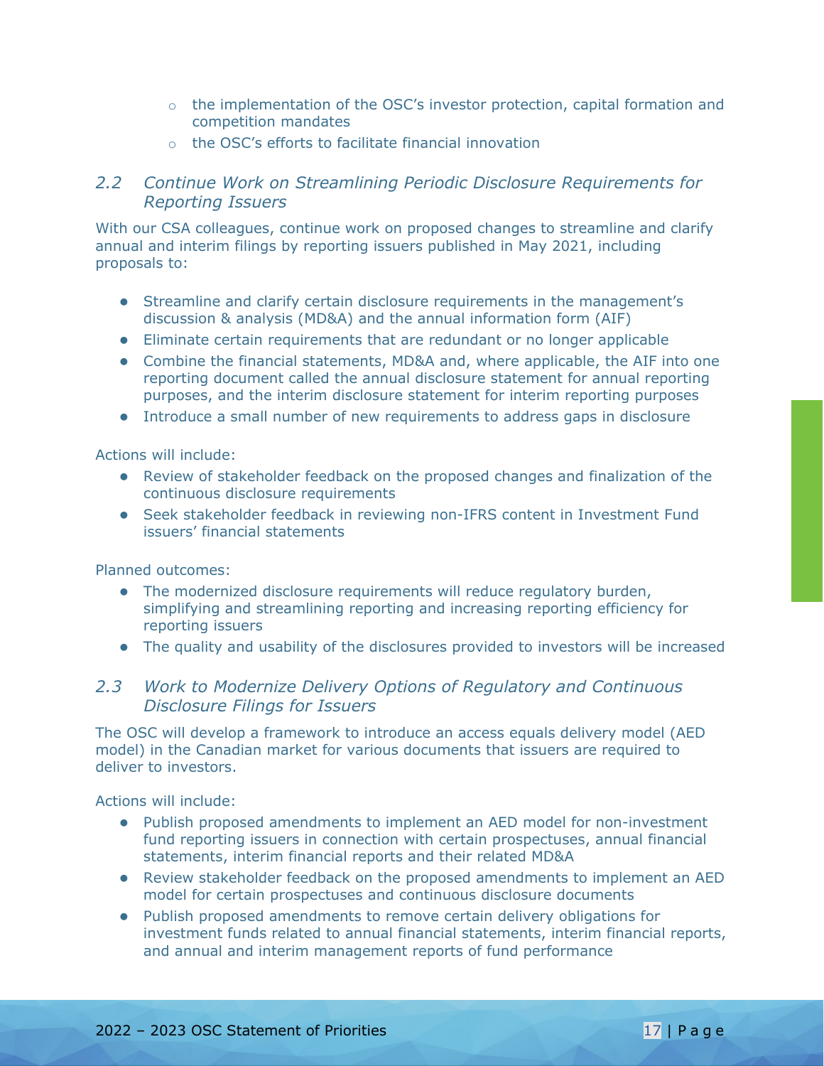- the implementation of the OSC's investor protection, capital formation and competition mandates
- the OSC's efforts to facilitate financial innovation

### *2.2 Continue Work on Streamlining Periodic Disclosure Requirements for Reporting Issuers*

With our CSA colleagues, continue work on proposed changes to streamline and clarify annual and interim filings by reporting issuers published in May 2021, including proposals to:

- Streamline and clarify certain disclosure requirements in the management's discussion & analysis (MD&A) and the annual information form (AIF)
- Eliminate certain requirements that are redundant or no longer applicable
- Combine the financial statements, MD&A and, where applicable, the AIF into one reporting document called the annual disclosure statement for annual reporting purposes, and the interim disclosure statement for interim reporting purposes
- Introduce a small number of new requirements to address gaps in disclosure

Actions will include:

- Review of stakeholder feedback on the proposed changes and finalization of the continuous disclosure requirements
- Seek stakeholder feedback in reviewing non-IFRS content in Investment Fund issuers' financial statements

Planned outcomes:

- The modernized disclosure requirements will reduce regulatory burden, simplifying and streamlining reporting and increasing reporting efficiency for reporting issuers
- The quality and usability of the disclosures provided to investors will be increased

### *2.3 Work to Modernize Delivery Options of Regulatory and Continuous Disclosure Filings for Issuers*

The OSC will develop a framework to introduce an access equals delivery model (AED model) in the Canadian market for various documents that issuers are required to deliver to investors.

Actions will include:

- Publish proposed amendments to implement an AED model for non-investment fund reporting issuers in connection with certain prospectuses, annual financial statements, interim financial reports and their related MD&A
- Review stakeholder feedback on the proposed amendments to implement an AED model for certain prospectuses and continuous disclosure documents
- Publish proposed amendments to remove certain delivery obligations for investment funds related to annual financial statements, interim financial reports, and annual and interim management reports of fund performance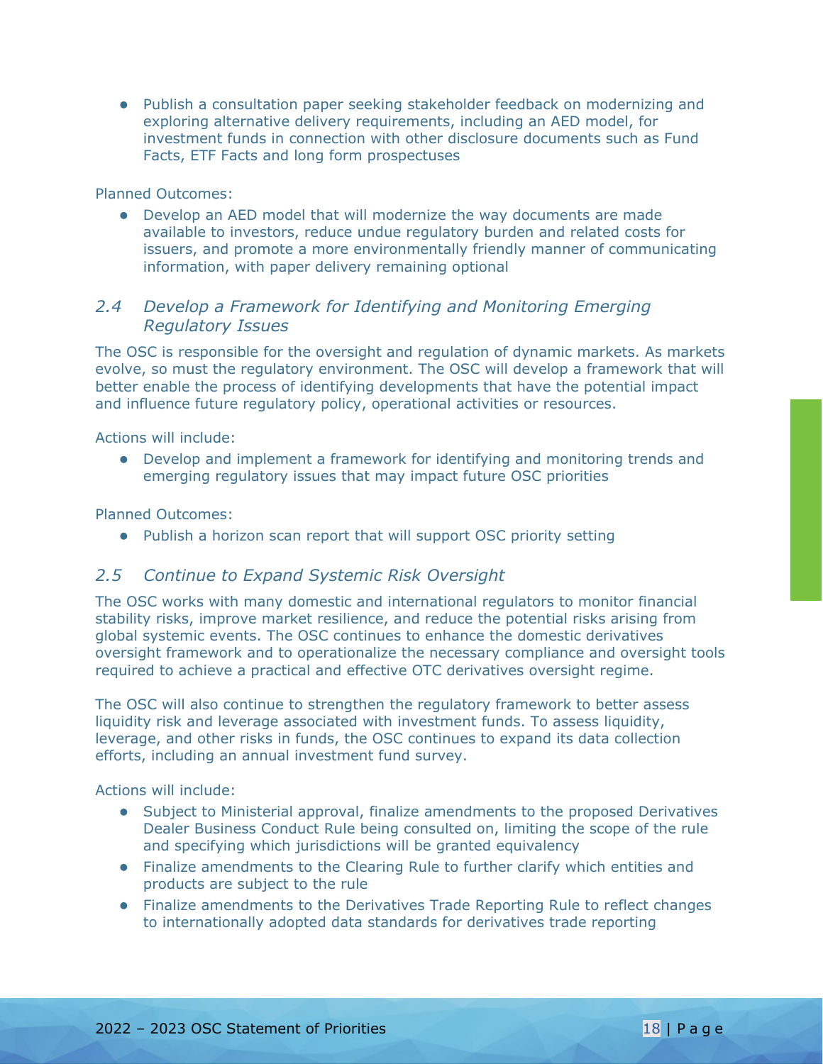- Publish a consultation paper seeking stakeholder feedback on modernizing and exploring alternative delivery requirements, including an AED model, for investment funds in connection with other disclosure documents such as Fund Facts, ETF Facts and long form prospectuses

Planned Outcomes:

- Develop an AED model that will modernize the way documents are made available to investors, reduce undue regulatory burden and related costs for issuers, and promote a more environmentally friendly manner of communicating information, with paper delivery remaining optional

### *2.4 Develop a Framework for Identifying and Monitoring Emerging Regulatory Issues*

The OSC is responsible for the oversight and regulation of dynamic markets. As markets evolve, so must the regulatory environment. The OSC will develop a framework that will better enable the process of identifying developments that have the potential impact and influence future regulatory policy, operational activities or resources.

Actions will include:

- Develop and implement a framework for identifying and monitoring trends and emerging regulatory issues that may impact future OSC priorities

Planned Outcomes:

- Publish a horizon scan report that will support OSC priority setting

### *2.5 Continue to Expand Systemic Risk Oversight*

The OSC works with many domestic and international regulators to monitor financial stability risks, improve market resilience, and reduce the potential risks arising from global systemic events. The OSC continues to enhance the domestic derivatives oversight framework and to operationalize the necessary compliance and oversight tools required to achieve a practical and effective OTC derivatives oversight regime.

The OSC will also continue to strengthen the regulatory framework to better assess liquidity risk and leverage associated with investment funds. To assess liquidity, leverage, and other risks in funds, the OSC continues to expand its data collection efforts, including an annual investment fund survey.

Actions will include:

- Subject to Ministerial approval, finalize amendments to the proposed Derivatives Dealer Business Conduct Rule being consulted on, limiting the scope of the rule and specifying which jurisdictions will be granted equivalency
- Finalize amendments to the Clearing Rule to further clarify which entities and products are subject to the rule
- Finalize amendments to the Derivatives Trade Reporting Rule to reflect changes to internationally adopted data standards for derivatives trade reporting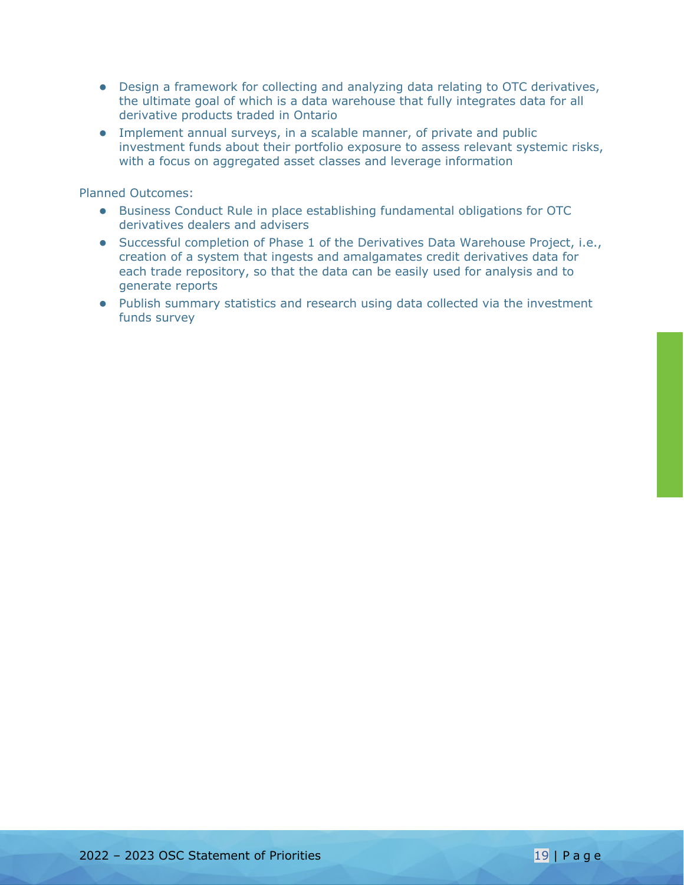- Design a framework for collecting and analyzing data relating to OTC derivatives, the ultimate goal of which is a data warehouse that fully integrates data for all derivative products traded in Ontario
- Implement annual surveys, in a scalable manner, of private and public investment funds about their portfolio exposure to assess relevant systemic risks, with a focus on aggregated asset classes and leverage information

Planned Outcomes:

- Business Conduct Rule in place establishing fundamental obligations for OTC derivatives dealers and advisers
- Successful completion of Phase 1 of the Derivatives Data Warehouse Project, i.e., creation of a system that ingests and amalgamates credit derivatives data for each trade repository, so that the data can be easily used for analysis and to generate reports
- Publish summary statistics and research using data collected via the investment funds survey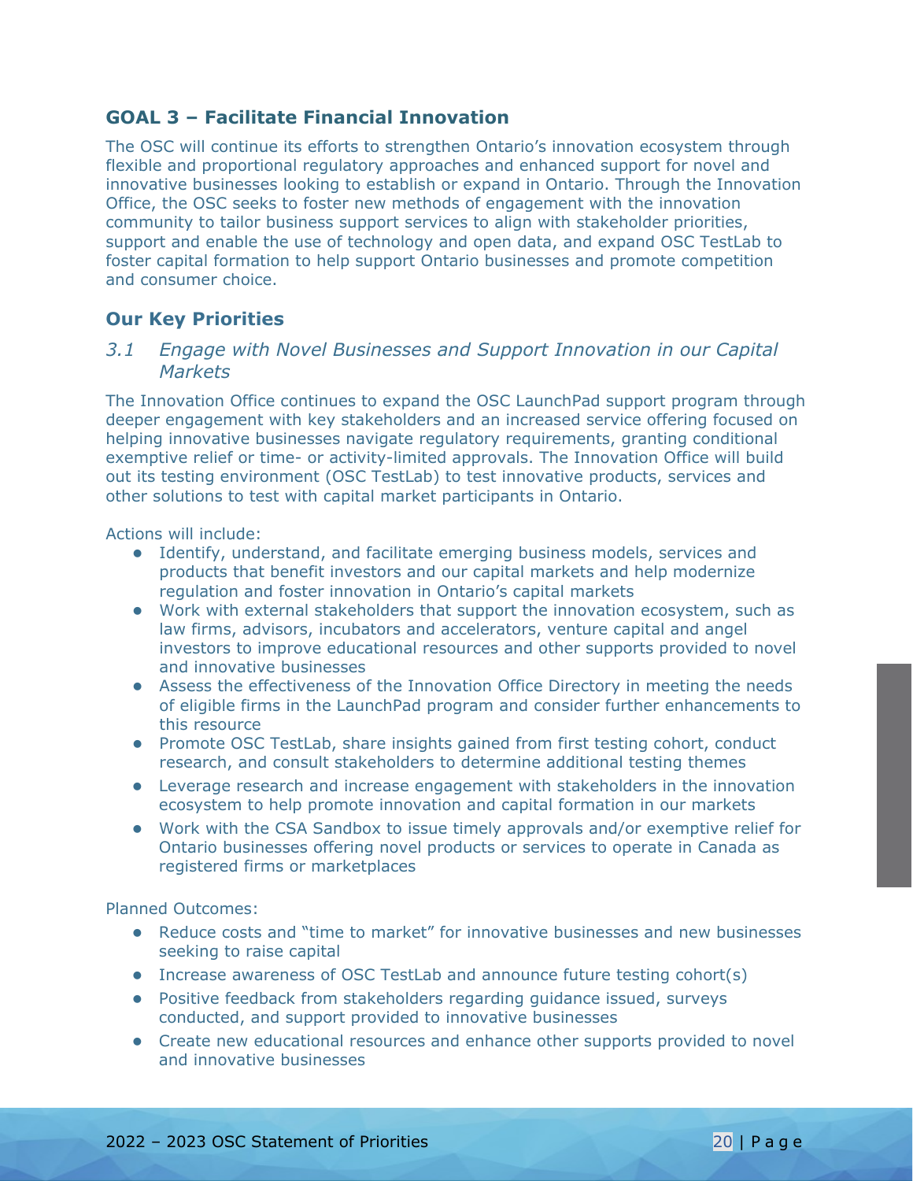## GOAL 3 – Facilitate Financial Innovation

The OSC will continue its efforts to strengthen Ontario's innovation ecosystem through flexible and proportional regulatory approaches and enhanced support for novel and innovative businesses looking to establish or expand in Ontario. Through the Innovation Office, the OSC seeks to foster new methods of engagement with the innovation community to tailor business support services to align with stakeholder priorities, support and enable the use of technology and open data, and expand OSC TestLab to foster capital formation to help support Ontario businesses and promote competition and consumer choice.

### Our Key Priorities

#### *3.1 Engage with Novel Businesses and Support Innovation in our Capital Markets*

The Innovation Office continues to expand the OSC LaunchPad support program through deeper engagement with key stakeholders and an increased service offering focused on helping innovative businesses navigate regulatory requirements, granting conditional exemptive relief or time- or activity-limited approvals. The Innovation Office will build out its testing environment (OSC TestLab) to test innovative products, services and other solutions to test with capital market participants in Ontario.

Actions will include:

- Identify, understand, and facilitate emerging business models, services and products that benefit investors and our capital markets and help modernize regulation and foster innovation in Ontario's capital markets
- Work with external stakeholders that support the innovation ecosystem, such as law firms, advisors, incubators and accelerators, venture capital and angel investors to improve educational resources and other supports provided to novel and innovative businesses
- Assess the effectiveness of the Innovation Office Directory in meeting the needs of eligible firms in the LaunchPad program and consider further enhancements to this resource
- Promote OSC TestLab, share insights gained from first testing cohort, conduct research, and consult stakeholders to determine additional testing themes
- Leverage research and increase engagement with stakeholders in the innovation ecosystem to help promote innovation and capital formation in our markets
- Work with the CSA Sandbox to issue timely approvals and/or exemptive relief for Ontario businesses offering novel products or services to operate in Canada as registered firms or marketplaces

Planned Outcomes:

- Reduce costs and "time to market" for innovative businesses and new businesses seeking to raise capital
- Increase awareness of OSC TestLab and announce future testing cohort(s)
- Positive feedback from stakeholders regarding guidance issued, surveys conducted, and support provided to innovative businesses
- Create new educational resources and enhance other supports provided to novel and innovative businesses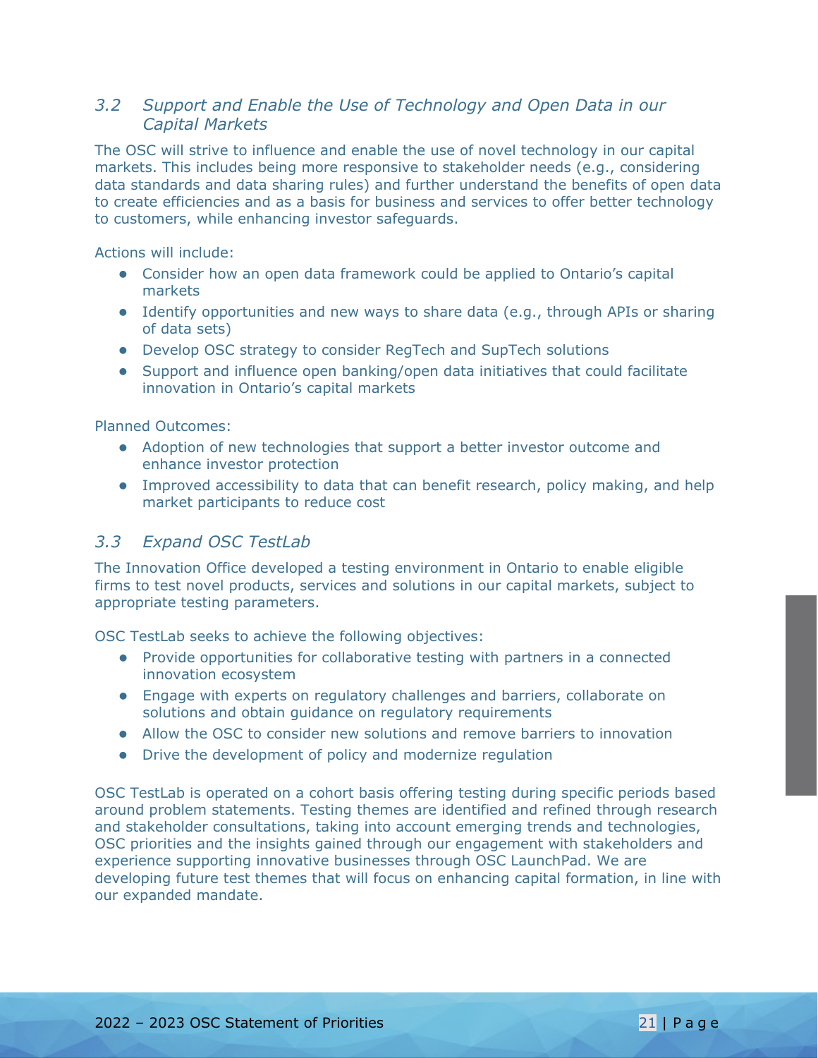### *3.2 Support and Enable the Use of Technology and Open Data in our Capital Markets*

The OSC will strive to influence and enable the use of novel technology in our capital markets. This includes being more responsive to stakeholder needs (e.g., considering data standards and data sharing rules) and further understand the benefits of open data to create efficiencies and as a basis for business and services to offer better technology to customers, while enhancing investor safeguards.

Actions will include:

- Consider how an open data framework could be applied to Ontario's capital markets
- Identify opportunities and new ways to share data (e.g., through APIs or sharing of data sets)
- Develop OSC strategy to consider RegTech and SupTech solutions
- Support and influence open banking/open data initiatives that could facilitate innovation in Ontario's capital markets

Planned Outcomes:

- Adoption of new technologies that support a better investor outcome and enhance investor protection
- Improved accessibility to data that can benefit research, policy making, and help market participants to reduce cost

### *3.3 Expand OSC TestLab*

The Innovation Office developed a testing environment in Ontario to enable eligible firms to test novel products, services and solutions in our capital markets, subject to appropriate testing parameters.

OSC TestLab seeks to achieve the following objectives:

- Provide opportunities for collaborative testing with partners in a connected innovation ecosystem
- Engage with experts on regulatory challenges and barriers, collaborate on solutions and obtain guidance on regulatory requirements
- Allow the OSC to consider new solutions and remove barriers to innovation
- Drive the development of policy and modernize regulation

OSC TestLab is operated on a cohort basis offering testing during specific periods based around problem statements. Testing themes are identified and refined through research and stakeholder consultations, taking into account emerging trends and technologies, OSC priorities and the insights gained through our engagement with stakeholders and experience supporting innovative businesses through OSC LaunchPad. We are developing future test themes that will focus on enhancing capital formation, in line with our expanded mandate.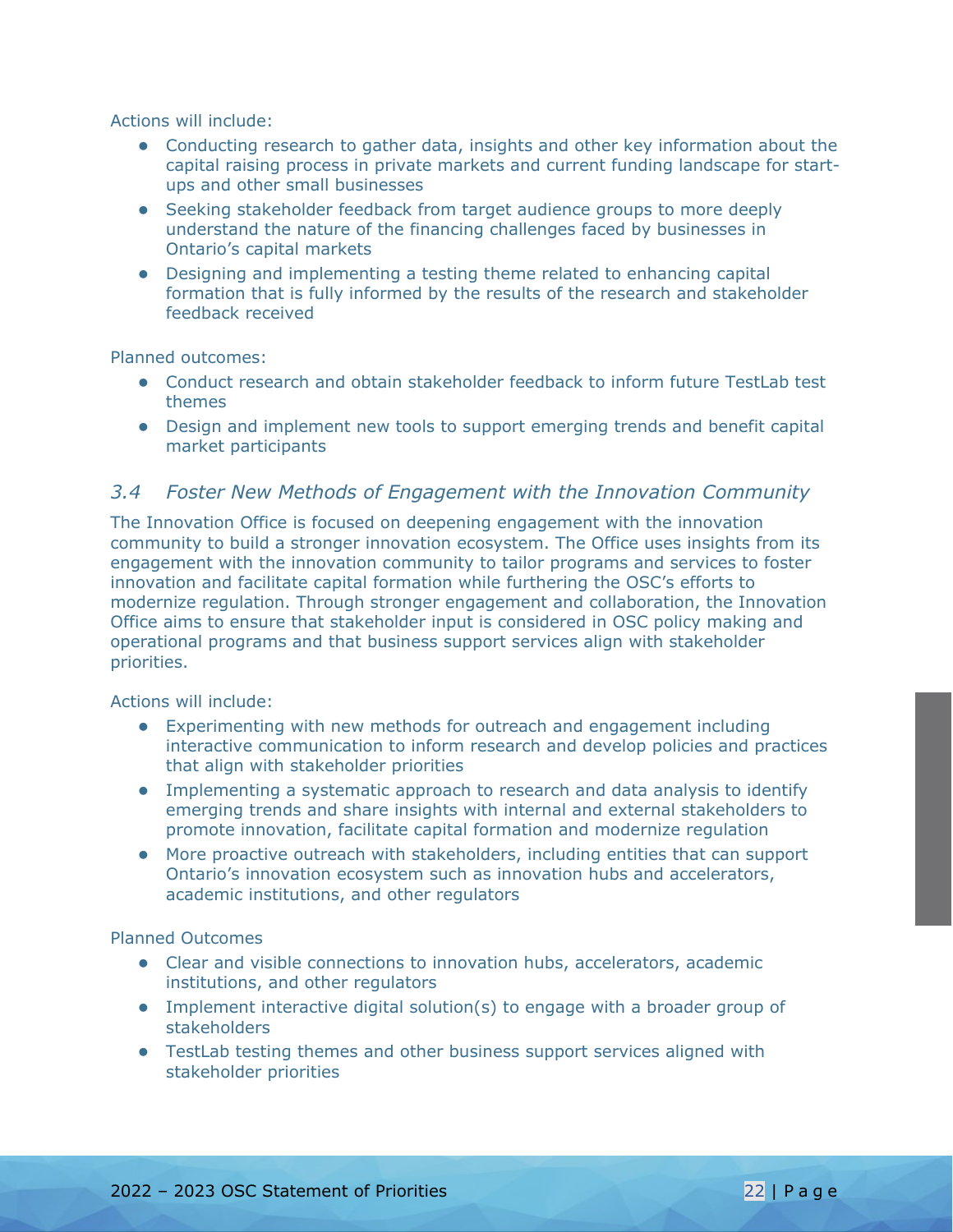Actions will include:

- Conducting research to gather data, insights and other key information about the capital raising process in private markets and current funding landscape for start-ups and other small businesses
- Seeking stakeholder feedback from target audience groups to more deeply understand the nature of the financing challenges faced by businesses in Ontario's capital markets
- Designing and implementing a testing theme related to enhancing capital formation that is fully informed by the results of the research and stakeholder feedback received

Planned outcomes:

- Conduct research and obtain stakeholder feedback to inform future TestLab test themes
- Design and implement new tools to support emerging trends and benefit capital market participants

### *3.4 Foster New Methods of Engagement with the Innovation Community*

The Innovation Office is focused on deepening engagement with the innovation community to build a stronger innovation ecosystem. The Office uses insights from its engagement with the innovation community to tailor programs and services to foster innovation and facilitate capital formation while furthering the OSC's efforts to modernize regulation. Through stronger engagement and collaboration, the Innovation Office aims to ensure that stakeholder input is considered in OSC policy making and operational programs and that business support services align with stakeholder priorities.

Actions will include:

- Experimenting with new methods for outreach and engagement including interactive communication to inform research and develop policies and practices that align with stakeholder priorities
- Implementing a systematic approach to research and data analysis to identify emerging trends and share insights with internal and external stakeholders to promote innovation, facilitate capital formation and modernize regulation
- More proactive outreach with stakeholders, including entities that can support Ontario's innovation ecosystem such as innovation hubs and accelerators, academic institutions, and other regulators

Planned Outcomes

- Clear and visible connections to innovation hubs, accelerators, academic institutions, and other regulators
- Implement interactive digital solution(s) to engage with a broader group of stakeholders
- TestLab testing themes and other business support services aligned with stakeholder priorities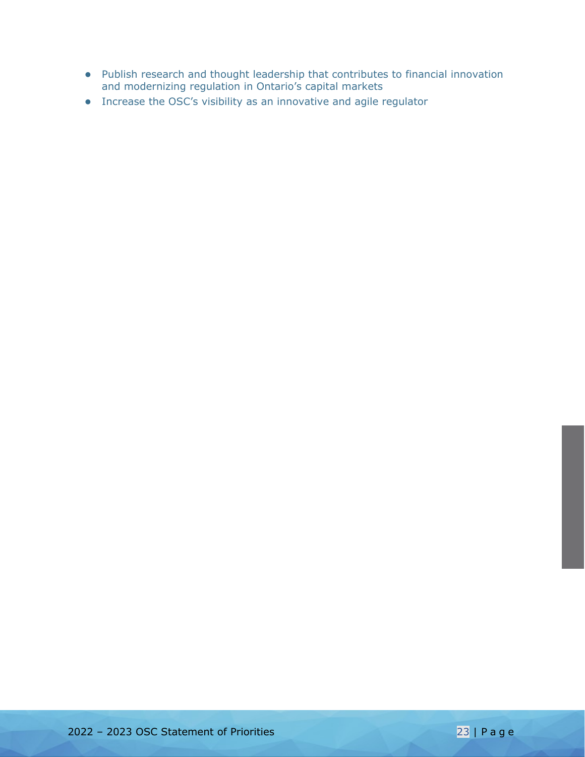- Publish research and thought leadership that contributes to financial innovation and modernizing regulation in Ontario's capital markets
- Increase the OSC's visibility as an innovative and agile regulator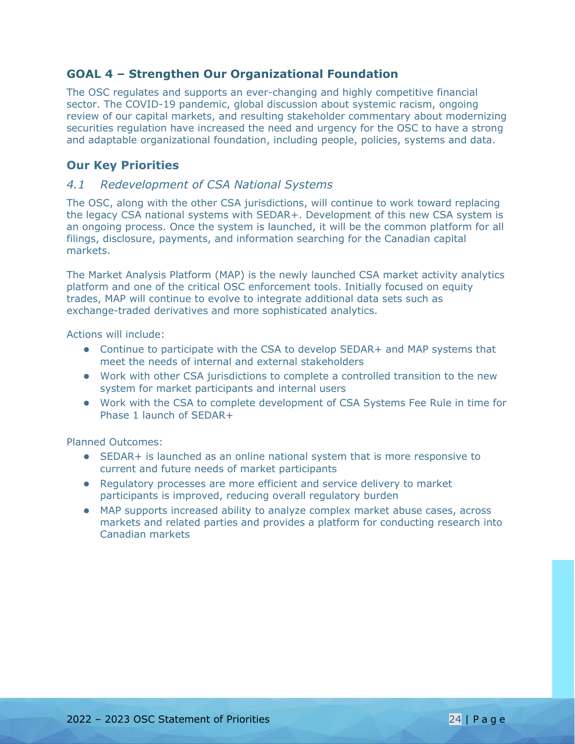## GOAL 4 – Strengthen Our Organizational Foundation

The OSC regulates and supports an ever-changing and highly competitive financial sector. The COVID-19 pandemic, global discussion about systemic racism, ongoing review of our capital markets, and resulting stakeholder commentary about modernizing securities regulation have increased the need and urgency for the OSC to have a strong and adaptable organizational foundation, including people, policies, systems and data.

### Our Key Priorities

#### *4.1 Redevelopment of CSA National Systems*

The OSC, along with the other CSA jurisdictions, will continue to work toward replacing the legacy CSA national systems with SEDAR+. Development of this new CSA system is an ongoing process. Once the system is launched, it will be the common platform for all filings, disclosure, payments, and information searching for the Canadian capital markets.

The Market Analysis Platform (MAP) is the newly launched CSA market activity analytics platform and one of the critical OSC enforcement tools. Initially focused on equity trades, MAP will continue to evolve to integrate additional data sets such as exchange-traded derivatives and more sophisticated analytics.

Actions will include:

- Continue to participate with the CSA to develop SEDAR+ and MAP systems that meet the needs of internal and external stakeholders
- Work with other CSA jurisdictions to complete a controlled transition to the new system for market participants and internal users
- Work with the CSA to complete development of CSA Systems Fee Rule in time for Phase 1 launch of SEDAR+

Planned Outcomes:

- SEDAR+ is launched as an online national system that is more responsive to current and future needs of market participants
- Regulatory processes are more efficient and service delivery to market participants is improved, reducing overall regulatory burden
- MAP supports increased ability to analyze complex market abuse cases, across markets and related parties and provides a platform for conducting research into Canadian markets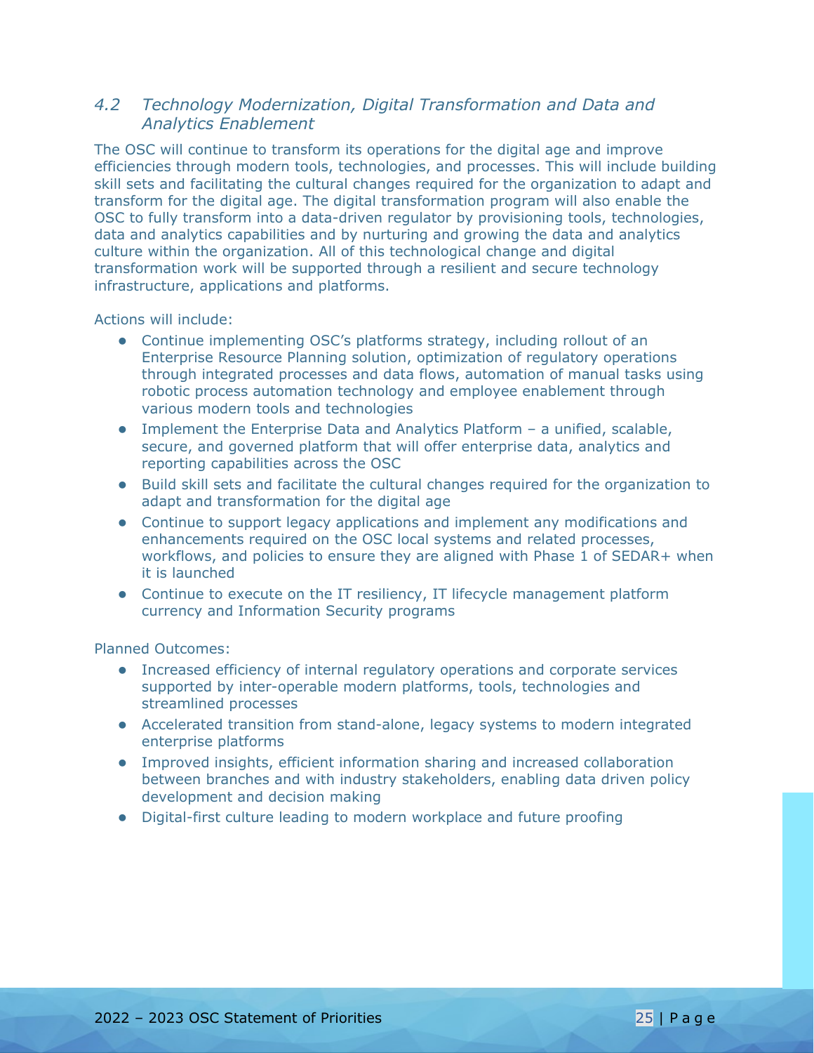### *4.2 Technology Modernization, Digital Transformation and Data and Analytics Enablement*

The OSC will continue to transform its operations for the digital age and improve efficiencies through modern tools, technologies, and processes. This will include building skill sets and facilitating the cultural changes required for the organization to adapt and transform for the digital age. The digital transformation program will also enable the OSC to fully transform into a data-driven regulator by provisioning tools, technologies, data and analytics capabilities and by nurturing and growing the data and analytics culture within the organization. All of this technological change and digital transformation work will be supported through a resilient and secure technology infrastructure, applications and platforms.

Actions will include:

- Continue implementing OSC's platforms strategy, including rollout of an Enterprise Resource Planning solution, optimization of regulatory operations through integrated processes and data flows, automation of manual tasks using robotic process automation technology and employee enablement through various modern tools and technologies
- Implement the Enterprise Data and Analytics Platform – a unified, scalable, secure, and governed platform that will offer enterprise data, analytics and reporting capabilities across the OSC
- Build skill sets and facilitate the cultural changes required for the organization to adapt and transformation for the digital age
- Continue to support legacy applications and implement any modifications and enhancements required on the OSC local systems and related processes, workflows, and policies to ensure they are aligned with Phase 1 of SEDAR+ when it is launched
- Continue to execute on the IT resiliency, IT lifecycle management platform currency and Information Security programs

Planned Outcomes:

- Increased efficiency of internal regulatory operations and corporate services supported by inter-operable modern platforms, tools, technologies and streamlined processes
- Accelerated transition from stand-alone, legacy systems to modern integrated enterprise platforms
- Improved insights, efficient information sharing and increased collaboration between branches and with industry stakeholders, enabling data driven policy development and decision making
- Digital-first culture leading to modern workplace and future proofing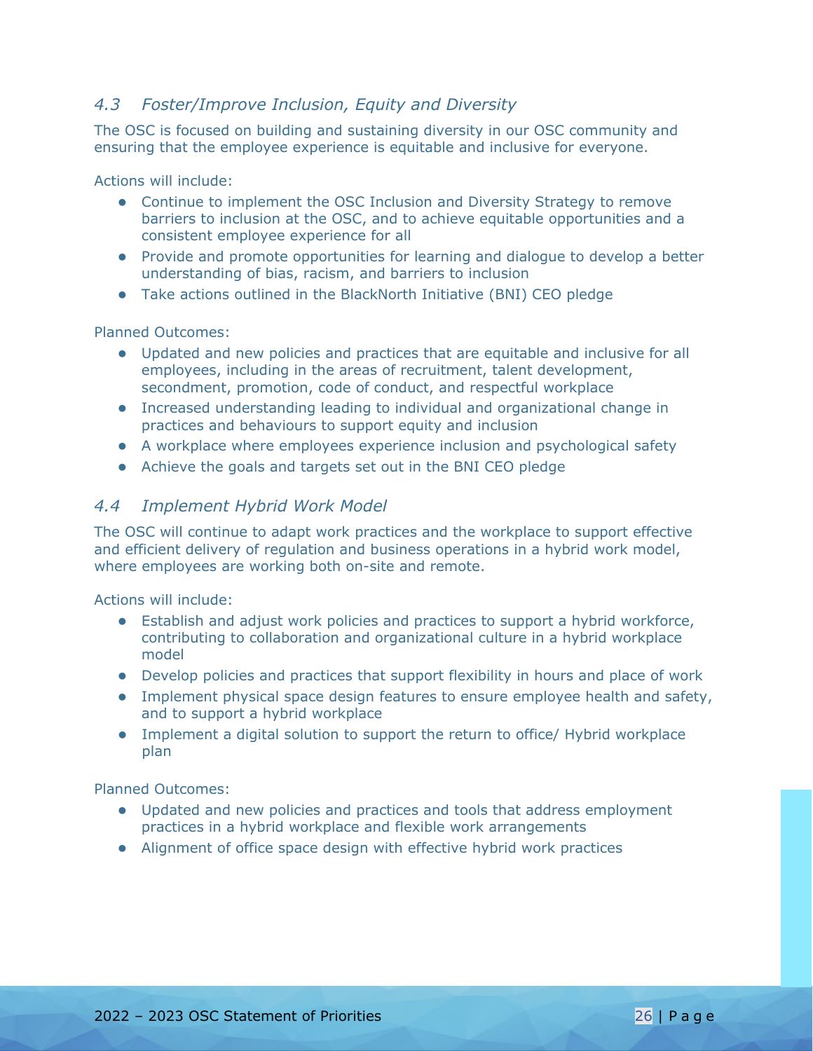### *4.3 Foster/Improve Inclusion, Equity and Diversity*

The OSC is focused on building and sustaining diversity in our OSC community and ensuring that the employee experience is equitable and inclusive for everyone.

Actions will include:

- Continue to implement the OSC Inclusion and Diversity Strategy to remove barriers to inclusion at the OSC, and to achieve equitable opportunities and a consistent employee experience for all
- Provide and promote opportunities for learning and dialogue to develop a better understanding of bias, racism, and barriers to inclusion
- Take actions outlined in the BlackNorth Initiative (BNI) CEO pledge

Planned Outcomes:

- Updated and new policies and practices that are equitable and inclusive for all employees, including in the areas of recruitment, talent development, secondment, promotion, code of conduct, and respectful workplace
- Increased understanding leading to individual and organizational change in practices and behaviours to support equity and inclusion
- A workplace where employees experience inclusion and psychological safety
- Achieve the goals and targets set out in the BNI CEO pledge

### *4.4 Implement Hybrid Work Model*

The OSC will continue to adapt work practices and the workplace to support effective and efficient delivery of regulation and business operations in a hybrid work model, where employees are working both on-site and remote.

Actions will include:

- Establish and adjust work policies and practices to support a hybrid workforce, contributing to collaboration and organizational culture in a hybrid workplace model
- Develop policies and practices that support flexibility in hours and place of work
- Implement physical space design features to ensure employee health and safety, and to support a hybrid workplace
- Implement a digital solution to support the return to office/ Hybrid workplace plan

Planned Outcomes:

- Updated and new policies and practices and tools that address employment practices in a hybrid workplace and flexible work arrangements
- Alignment of office space design with effective hybrid work practices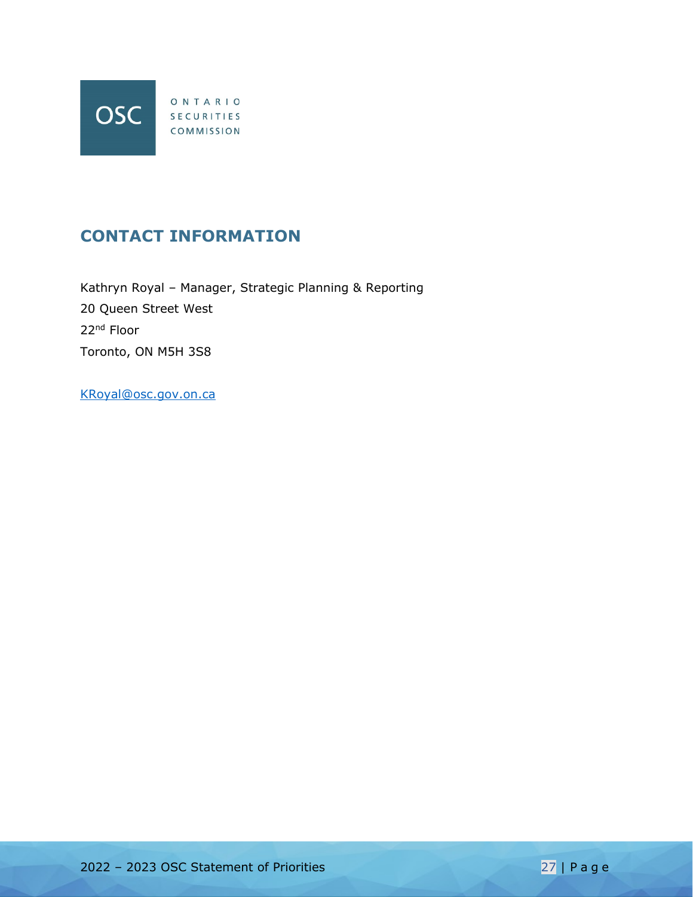## CONTACT INFORMATION

Kathryn Royal – Manager, Strategic Planning & Reporting
20 Queen Street West
22nd Floor
Toronto, ON M5H 3S8

KRoyal@osc.gov.on.ca